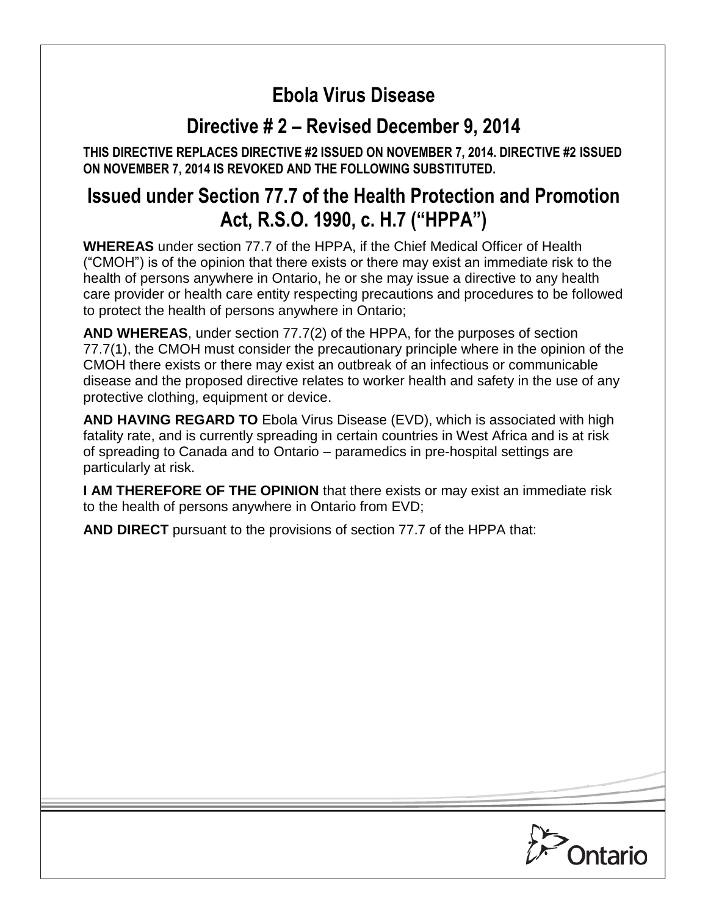# Ebola Virus Disease

## Directive # 2 – Revised December 9, 2014

**THIS DIRECTIVE REPLACES DIRECTIVE #2 ISSUED ON NOVEMBER 7, 2014. DIRECTIVE #2 ISSUED ON NOVEMBER 7, 2014 IS REVOKED AND THE FOLLOWING SUBSTITUTED.**

## Issued under Section 77.7 of the Health Protection and Promotion Act, R.S.O. 1990, c. H.7 ("HPPA")

**WHEREAS** under section 77.7 of the HPPA, if the Chief Medical Officer of Health ("CMOH") is of the opinion that there exists or there may exist an immediate risk to the health of persons anywhere in Ontario, he or she may issue a directive to any health care provider or health care entity respecting precautions and procedures to be followed to protect the health of persons anywhere in Ontario;

**AND WHEREAS**, under section 77.7(2) of the HPPA, for the purposes of section 77.7(1), the CMOH must consider the precautionary principle where in the opinion of the CMOH there exists or there may exist an outbreak of an infectious or communicable disease and the proposed directive relates to worker health and safety in the use of any protective clothing, equipment or device.

**AND HAVING REGARD TO** Ebola Virus Disease (EVD), which is associated with high fatality rate, and is currently spreading in certain countries in West Africa and is at risk of spreading to Canada and to Ontario – paramedics in pre-hospital settings are particularly at risk.

**I AM THEREFORE OF THE OPINION** that there exists or may exist an immediate risk to the health of persons anywhere in Ontario from EVD;

**AND DIRECT** pursuant to the provisions of section 77.7 of the HPPA that: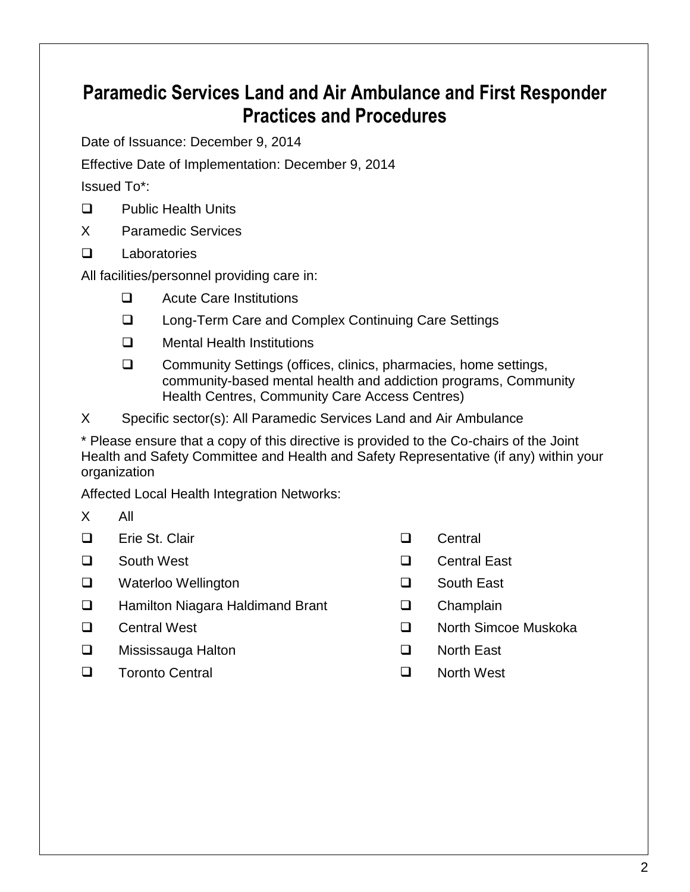# Paramedic Services Land and Air Ambulance and First Responder Practices and Procedures

Date of Issuance: December 9, 2014

Effective Date of Implementation: December 9, 2014

Issued To*:

- ☐ Public Health Units
- X Paramedic Services
- ☐ Laboratories

All facilities/personnel providing care in:

- ☐ Acute Care Institutions
- ☐ Long-Term Care and Complex Continuing Care Settings
- ☐ Mental Health Institutions
- ☐ Community Settings (offices, clinics, pharmacies, home settings, community-based mental health and addiction programs, Community Health Centres, Community Care Access Centres)

X Specific sector(s): All Paramedic Services Land and Air Ambulance

* Please ensure that a copy of this directive is provided to the Co-chairs of the Joint Health and Safety Committee and Health and Safety Representative (if any) within your organization

Affected Local Health Integration Networks:

- X All
- ☐ Erie St. Clair
- ☐ South West
- ☐ Waterloo Wellington
- ☐ Hamilton Niagara Haldimand Brant
- ☐ Central West
- ☐ Mississauga Halton
- ☐ Toronto Central
- ☐ Central
- ☐ Central East
- ☐ South East
- ☐ Champlain
- ☐ North Simcoe Muskoka
- ☐ North East
- ☐ North West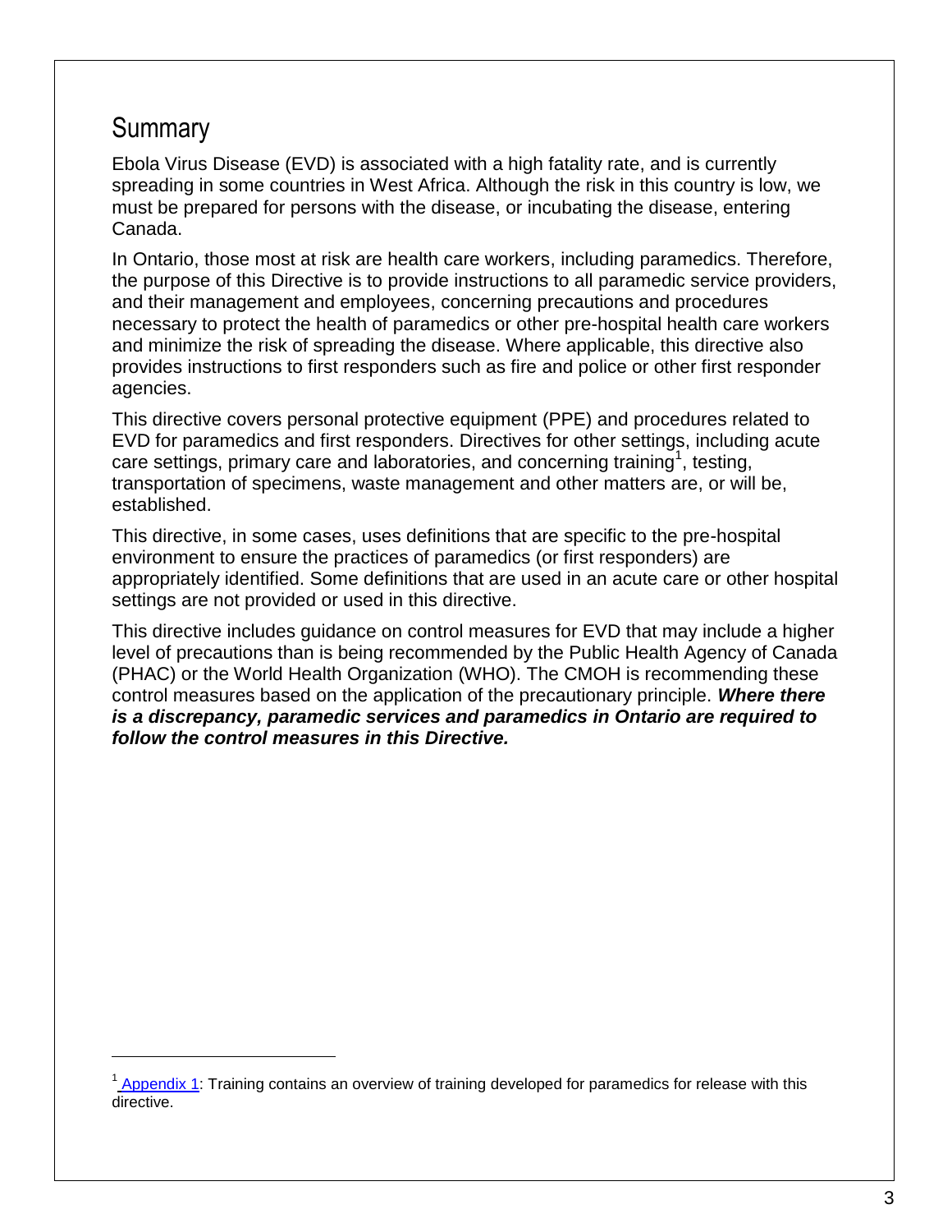## Summary

Ebola Virus Disease (EVD) is associated with a high fatality rate, and is currently spreading in some countries in West Africa. Although the risk in this country is low, we must be prepared for persons with the disease, or incubating the disease, entering Canada.

In Ontario, those most at risk are health care workers, including paramedics. Therefore, the purpose of this Directive is to provide instructions to all paramedic service providers, and their management and employees, concerning precautions and procedures necessary to protect the health of paramedics or other pre-hospital health care workers and minimize the risk of spreading the disease. Where applicable, this directive also provides instructions to first responders such as fire and police or other first responder agencies.

This directive covers personal protective equipment (PPE) and procedures related to EVD for paramedics and first responders. Directives for other settings, including acute care settings, primary care and laboratories, and concerning training[1], testing, transportation of specimens, waste management and other matters are, or will be, established.

This directive, in some cases, uses definitions that are specific to the pre-hospital environment to ensure the practices of paramedics (or first responders) are appropriately identified. Some definitions that are used in an acute care or other hospital settings are not provided or used in this directive.

This directive includes guidance on control measures for EVD that may include a higher level of precautions than is being recommended by the Public Health Agency of Canada (PHAC) or the World Health Organization (WHO). The CMOH is recommending these control measures based on the application of the precautionary principle. ***Where there is a discrepancy, paramedic services and paramedics in Ontario are required to follow the control measures in this Directive.***

[1] Appendix 1: Training contains an overview of training developed for paramedics for release with this directive.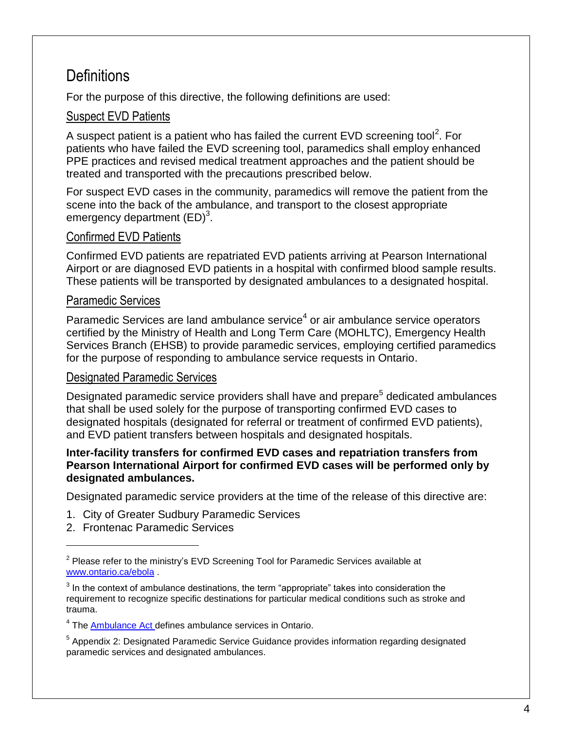## Definitions

For the purpose of this directive, the following definitions are used:

### Suspect EVD Patients

A suspect patient is a patient who has failed the current EVD screening tool[2]. For patients who have failed the EVD screening tool, paramedics shall employ enhanced PPE practices and revised medical treatment approaches and the patient should be treated and transported with the precautions prescribed below.

For suspect EVD cases in the community, paramedics will remove the patient from the scene into the back of the ambulance, and transport to the closest appropriate emergency department (ED)[3].

### Confirmed EVD Patients

Confirmed EVD patients are repatriated EVD patients arriving at Pearson International Airport or are diagnosed EVD patients in a hospital with confirmed blood sample results. These patients will be transported by designated ambulances to a designated hospital.

### Paramedic Services

Paramedic Services are land ambulance service[4] or air ambulance service operators certified by the Ministry of Health and Long Term Care (MOHLTC), Emergency Health Services Branch (EHSB) to provide paramedic services, employing certified paramedics for the purpose of responding to ambulance service requests in Ontario.

### Designated Paramedic Services

Designated paramedic service providers shall have and prepare[5] dedicated ambulances that shall be used solely for the purpose of transporting confirmed EVD cases to designated hospitals (designated for referral or treatment of confirmed EVD patients), and EVD patient transfers between hospitals and designated hospitals.

**Inter-facility transfers for confirmed EVD cases and repatriation transfers from Pearson International Airport for confirmed EVD cases will be performed only by designated ambulances.**

Designated paramedic service providers at the time of the release of this directive are:

1. City of Greater Sudbury Paramedic Services
2. Frontenac Paramedic Services

---

[2] Please refer to the ministry's EVD Screening Tool for Paramedic Services available at www.ontario.ca/ebola .

[3] In the context of ambulance destinations, the term "appropriate" takes into consideration the requirement to recognize specific destinations for particular medical conditions such as stroke and trauma.

[4] The Ambulance Act defines ambulance services in Ontario.

[5] Appendix 2: Designated Paramedic Service Guidance provides information regarding designated paramedic services and designated ambulances.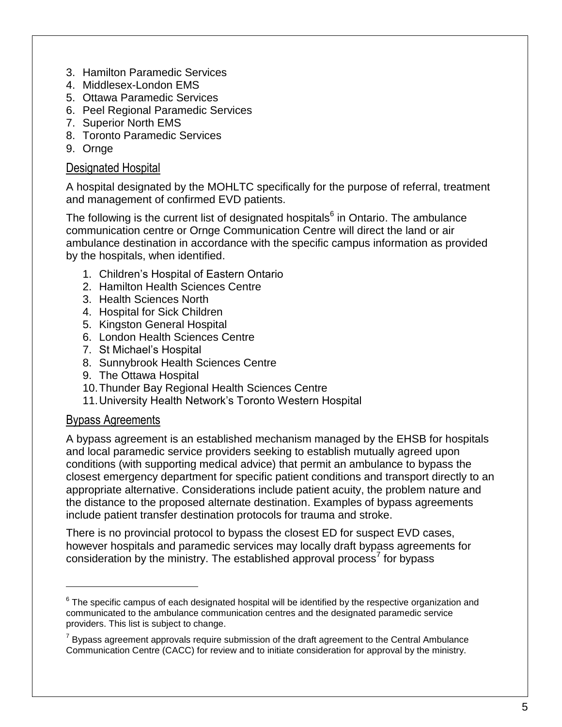3. Hamilton Paramedic Services
4. Middlesex-London EMS
5. Ottawa Paramedic Services
6. Peel Regional Paramedic Services
7. Superior North EMS
8. Toronto Paramedic Services
9. Ornge

### Designated Hospital

A hospital designated by the MOHLTC specifically for the purpose of referral, treatment and management of confirmed EVD patients.

The following is the current list of designated hospitals[6] in Ontario. The ambulance communication centre or Ornge Communication Centre will direct the land or air ambulance destination in accordance with the specific campus information as provided by the hospitals, when identified.

1. Children's Hospital of Eastern Ontario
2. Hamilton Health Sciences Centre
3. Health Sciences North
4. Hospital for Sick Children
5. Kingston General Hospital
6. London Health Sciences Centre
7. St Michael's Hospital
8. Sunnybrook Health Sciences Centre
9. The Ottawa Hospital
10. Thunder Bay Regional Health Sciences Centre
11. University Health Network's Toronto Western Hospital

### Bypass Agreements

A bypass agreement is an established mechanism managed by the EHSB for hospitals and local paramedic service providers seeking to establish mutually agreed upon conditions (with supporting medical advice) that permit an ambulance to bypass the closest emergency department for specific patient conditions and transport directly to an appropriate alternative. Considerations include patient acuity, the problem nature and the distance to the proposed alternate destination. Examples of bypass agreements include patient transfer destination protocols for trauma and stroke.

There is no provincial protocol to bypass the closest ED for suspect EVD cases, however hospitals and paramedic services may locally draft bypass agreements for consideration by the ministry. The established approval process[7] for bypass

---

[6] The specific campus of each designated hospital will be identified by the respective organization and communicated to the ambulance communication centres and the designated paramedic service providers. This list is subject to change.

[7] Bypass agreement approvals require submission of the draft agreement to the Central Ambulance Communication Centre (CACC) for review and to initiate consideration for approval by the ministry.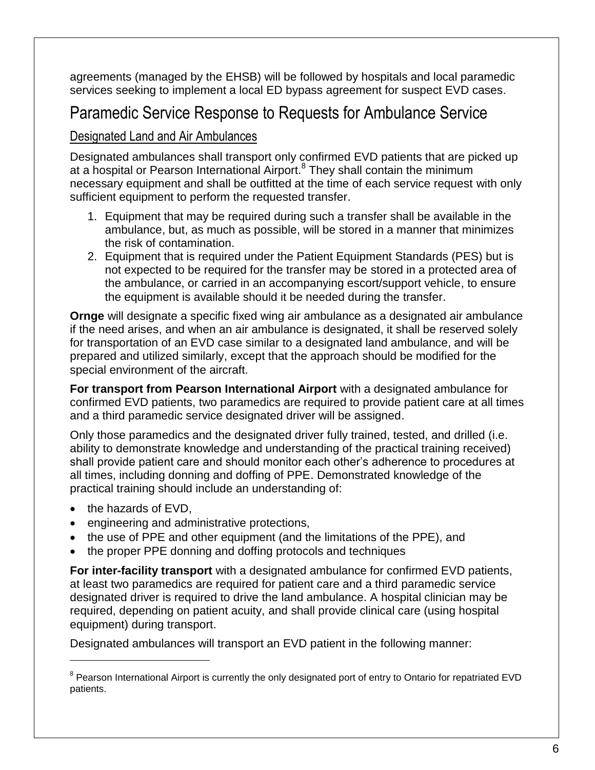agreements (managed by the EHSB) will be followed by hospitals and local paramedic services seeking to implement a local ED bypass agreement for suspect EVD cases.

## Paramedic Service Response to Requests for Ambulance Service

### Designated Land and Air Ambulances

Designated ambulances shall transport only confirmed EVD patients that are picked up at a hospital or Pearson International Airport.[8] They shall contain the minimum necessary equipment and shall be outfitted at the time of each service request with only sufficient equipment to perform the requested transfer.

1. Equipment that may be required during such a transfer shall be available in the ambulance, but, as much as possible, will be stored in a manner that minimizes the risk of contamination.
2. Equipment that is required under the Patient Equipment Standards (PES) but is not expected to be required for the transfer may be stored in a protected area of the ambulance, or carried in an accompanying escort/support vehicle, to ensure the equipment is available should it be needed during the transfer.

**Ornge** will designate a specific fixed wing air ambulance as a designated air ambulance if the need arises, and when an air ambulance is designated, it shall be reserved solely for transportation of an EVD case similar to a designated land ambulance, and will be prepared and utilized similarly, except that the approach should be modified for the special environment of the aircraft.

**For transport from Pearson International Airport** with a designated ambulance for confirmed EVD patients, two paramedics are required to provide patient care at all times and a third paramedic service designated driver will be assigned.

Only those paramedics and the designated driver fully trained, tested, and drilled (i.e. ability to demonstrate knowledge and understanding of the practical training received) shall provide patient care and should monitor each other's adherence to procedures at all times, including donning and doffing of PPE. Demonstrated knowledge of the practical training should include an understanding of:

- the hazards of EVD,
- engineering and administrative protections,
- the use of PPE and other equipment (and the limitations of the PPE), and
- the proper PPE donning and doffing protocols and techniques

**For inter-facility transport** with a designated ambulance for confirmed EVD patients, at least two paramedics are required for patient care and a third paramedic service designated driver is required to drive the land ambulance. A hospital clinician may be required, depending on patient acuity, and shall provide clinical care (using hospital equipment) during transport.

Designated ambulances will transport an EVD patient in the following manner:

---

[8] Pearson International Airport is currently the only designated port of entry to Ontario for repatriated EVD patients.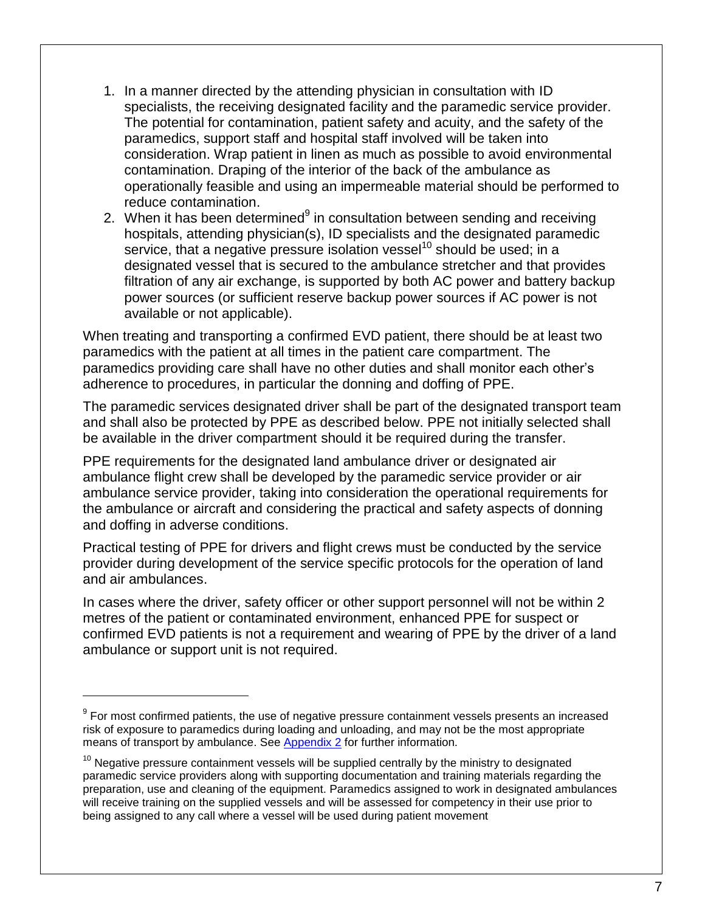1. In a manner directed by the attending physician in consultation with ID specialists, the receiving designated facility and the paramedic service provider. The potential for contamination, patient safety and acuity, and the safety of the paramedics, support staff and hospital staff involved will be taken into consideration. Wrap patient in linen as much as possible to avoid environmental contamination. Draping of the interior of the back of the ambulance as operationally feasible and using an impermeable material should be performed to reduce contamination.
2. When it has been determined[9] in consultation between sending and receiving hospitals, attending physician(s), ID specialists and the designated paramedic service, that a negative pressure isolation vessel[10] should be used; in a designated vessel that is secured to the ambulance stretcher and that provides filtration of any air exchange, is supported by both AC power and battery backup power sources (or sufficient reserve backup power sources if AC power is not available or not applicable).

When treating and transporting a confirmed EVD patient, there should be at least two paramedics with the patient at all times in the patient care compartment. The paramedics providing care shall have no other duties and shall monitor each other's adherence to procedures, in particular the donning and doffing of PPE.

The paramedic services designated driver shall be part of the designated transport team and shall also be protected by PPE as described below. PPE not initially selected shall be available in the driver compartment should it be required during the transfer.

PPE requirements for the designated land ambulance driver or designated air ambulance flight crew shall be developed by the paramedic service provider or air ambulance service provider, taking into consideration the operational requirements for the ambulance or aircraft and considering the practical and safety aspects of donning and doffing in adverse conditions.

Practical testing of PPE for drivers and flight crews must be conducted by the service provider during development of the service specific protocols for the operation of land and air ambulances.

In cases where the driver, safety officer or other support personnel will not be within 2 metres of the patient or contaminated environment, enhanced PPE for suspect or confirmed EVD patients is not a requirement and wearing of PPE by the driver of a land ambulance or support unit is not required.

---

[9] For most confirmed patients, the use of negative pressure containment vessels presents an increased risk of exposure to paramedics during loading and unloading, and may not be the most appropriate means of transport by ambulance. See Appendix 2 for further information.

[10] Negative pressure containment vessels will be supplied centrally by the ministry to designated paramedic service providers along with supporting documentation and training materials regarding the preparation, use and cleaning of the equipment. Paramedics assigned to work in designated ambulances will receive training on the supplied vessels and will be assessed for competency in their use prior to being assigned to any call where a vessel will be used during patient movement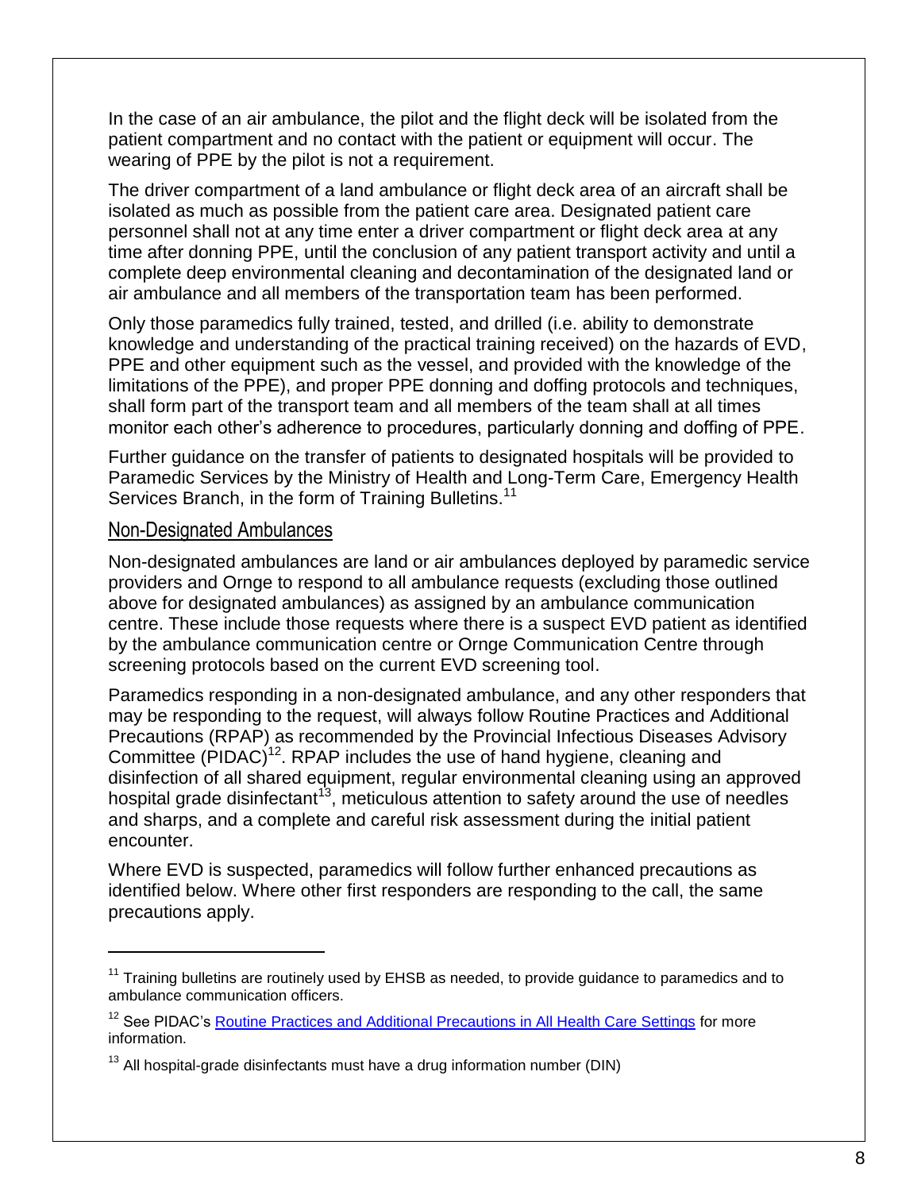In the case of an air ambulance, the pilot and the flight deck will be isolated from the patient compartment and no contact with the patient or equipment will occur. The wearing of PPE by the pilot is not a requirement.

The driver compartment of a land ambulance or flight deck area of an aircraft shall be isolated as much as possible from the patient care area. Designated patient care personnel shall not at any time enter a driver compartment or flight deck area at any time after donning PPE, until the conclusion of any patient transport activity and until a complete deep environmental cleaning and decontamination of the designated land or air ambulance and all members of the transportation team has been performed.

Only those paramedics fully trained, tested, and drilled (i.e. ability to demonstrate knowledge and understanding of the practical training received) on the hazards of EVD, PPE and other equipment such as the vessel, and provided with the knowledge of the limitations of the PPE), and proper PPE donning and doffing protocols and techniques, shall form part of the transport team and all members of the team shall at all times monitor each other's adherence to procedures, particularly donning and doffing of PPE.

Further guidance on the transfer of patients to designated hospitals will be provided to Paramedic Services by the Ministry of Health and Long-Term Care, Emergency Health Services Branch, in the form of Training Bulletins.[11]

## Non-Designated Ambulances

Non-designated ambulances are land or air ambulances deployed by paramedic service providers and Ornge to respond to all ambulance requests (excluding those outlined above for designated ambulances) as assigned by an ambulance communication centre. These include those requests where there is a suspect EVD patient as identified by the ambulance communication centre or Ornge Communication Centre through screening protocols based on the current EVD screening tool.

Paramedics responding in a non-designated ambulance, and any other responders that may be responding to the request, will always follow Routine Practices and Additional Precautions (RPAP) as recommended by the Provincial Infectious Diseases Advisory Committee (PIDAC)[12]. RPAP includes the use of hand hygiene, cleaning and disinfection of all shared equipment, regular environmental cleaning using an approved hospital grade disinfectant[13], meticulous attention to safety around the use of needles and sharps, and a complete and careful risk assessment during the initial patient encounter.

Where EVD is suspected, paramedics will follow further enhanced precautions as identified below. Where other first responders are responding to the call, the same precautions apply.

---

[11] Training bulletins are routinely used by EHSB as needed, to provide guidance to paramedics and to ambulance communication officers.

[12] See PIDAC's Routine Practices and Additional Precautions in All Health Care Settings for more information.

[13] All hospital-grade disinfectants must have a drug information number (DIN)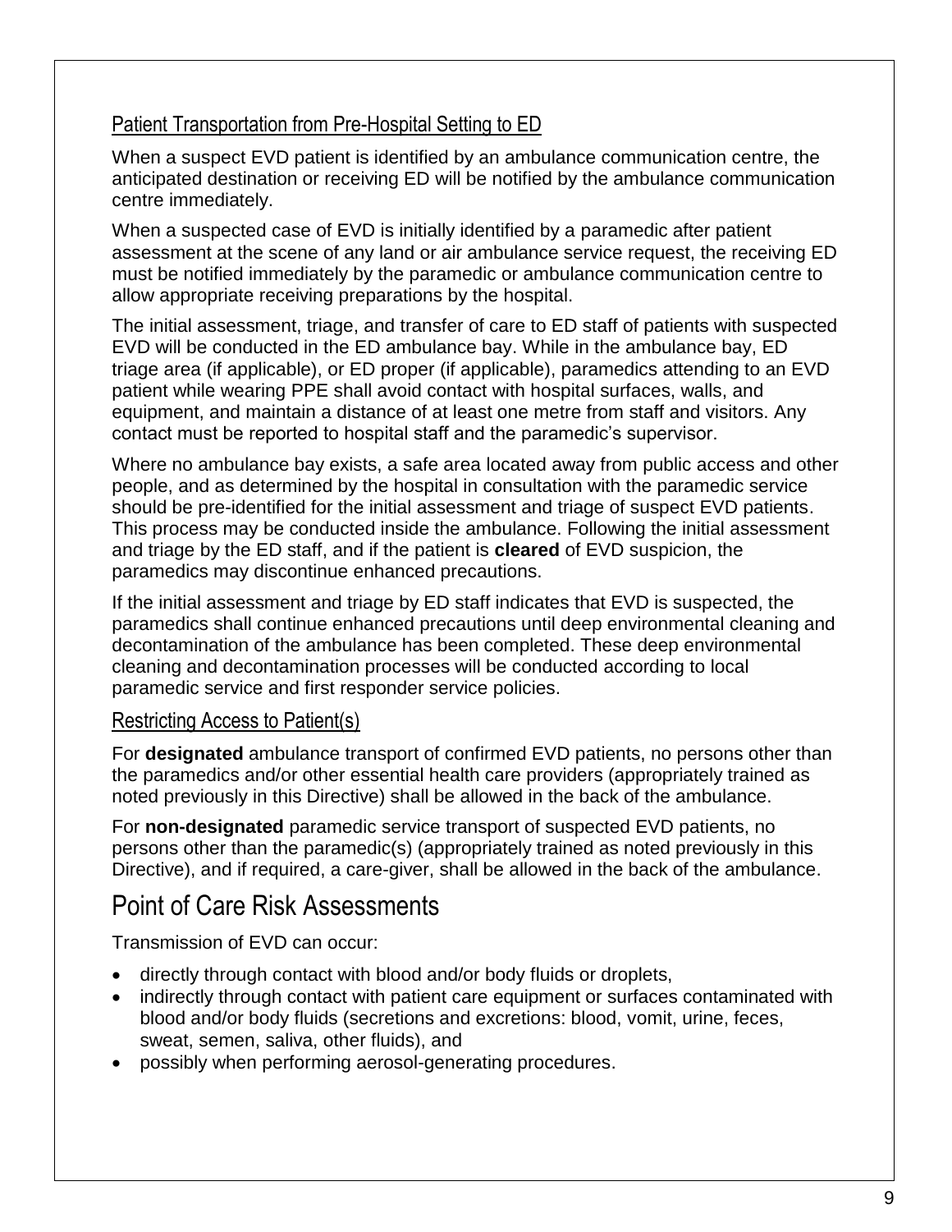### Patient Transportation from Pre-Hospital Setting to ED

When a suspect EVD patient is identified by an ambulance communication centre, the anticipated destination or receiving ED will be notified by the ambulance communication centre immediately.

When a suspected case of EVD is initially identified by a paramedic after patient assessment at the scene of any land or air ambulance service request, the receiving ED must be notified immediately by the paramedic or ambulance communication centre to allow appropriate receiving preparations by the hospital.

The initial assessment, triage, and transfer of care to ED staff of patients with suspected EVD will be conducted in the ED ambulance bay. While in the ambulance bay, ED triage area (if applicable), or ED proper (if applicable), paramedics attending to an EVD patient while wearing PPE shall avoid contact with hospital surfaces, walls, and equipment, and maintain a distance of at least one metre from staff and visitors. Any contact must be reported to hospital staff and the paramedic's supervisor.

Where no ambulance bay exists, a safe area located away from public access and other people, and as determined by the hospital in consultation with the paramedic service should be pre-identified for the initial assessment and triage of suspect EVD patients. This process may be conducted inside the ambulance. Following the initial assessment and triage by the ED staff, and if the patient is **cleared** of EVD suspicion, the paramedics may discontinue enhanced precautions.

If the initial assessment and triage by ED staff indicates that EVD is suspected, the paramedics shall continue enhanced precautions until deep environmental cleaning and decontamination of the ambulance has been completed. These deep environmental cleaning and decontamination processes will be conducted according to local paramedic service and first responder service policies.

### Restricting Access to Patient(s)

For **designated** ambulance transport of confirmed EVD patients, no persons other than the paramedics and/or other essential health care providers (appropriately trained as noted previously in this Directive) shall be allowed in the back of the ambulance.

For **non-designated** paramedic service transport of suspected EVD patients, no persons other than the paramedic(s) (appropriately trained as noted previously in this Directive), and if required, a care-giver, shall be allowed in the back of the ambulance.

## Point of Care Risk Assessments

Transmission of EVD can occur:

- directly through contact with blood and/or body fluids or droplets,
- indirectly through contact with patient care equipment or surfaces contaminated with blood and/or body fluids (secretions and excretions: blood, vomit, urine, feces, sweat, semen, saliva, other fluids), and
- possibly when performing aerosol-generating procedures.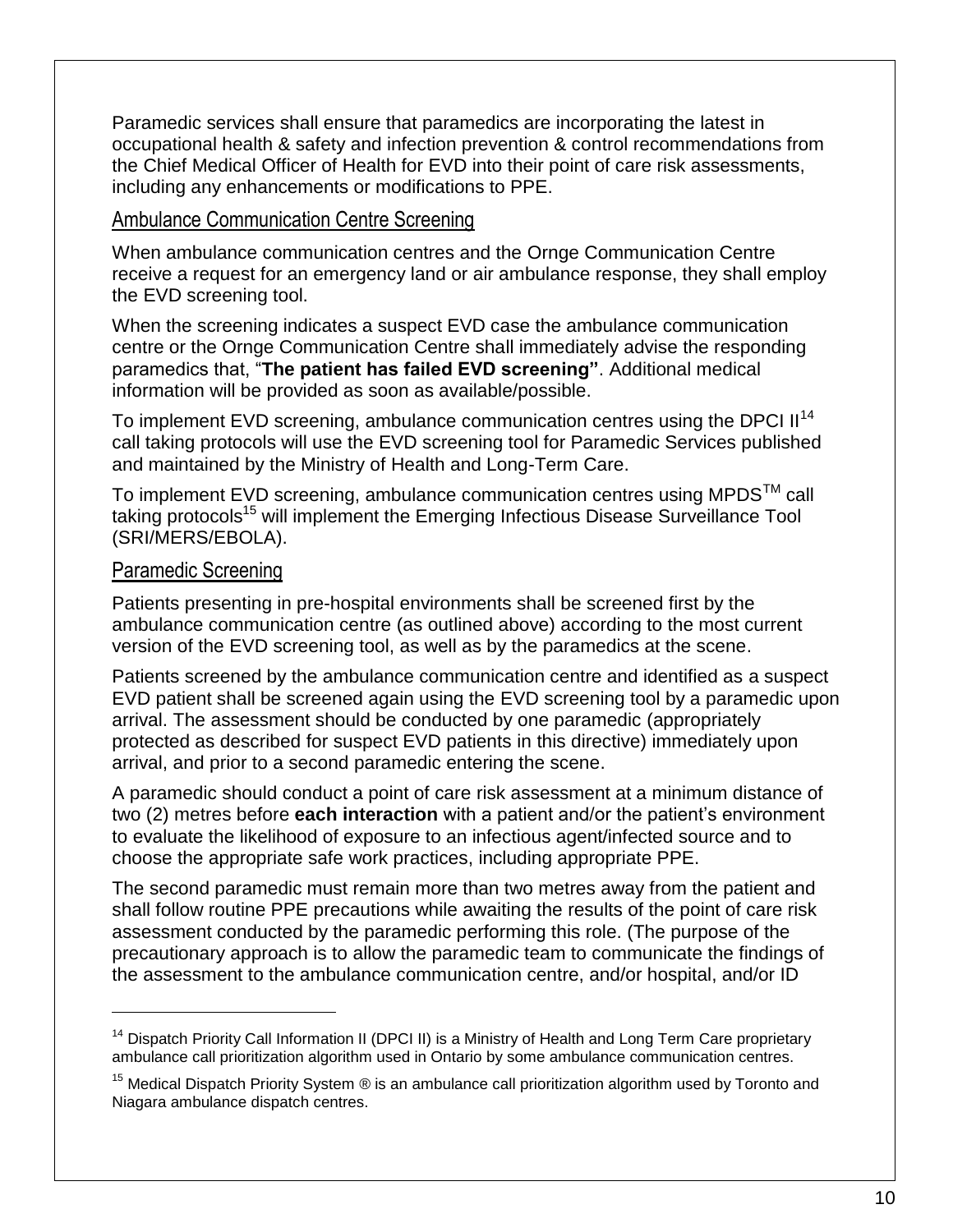Paramedic services shall ensure that paramedics are incorporating the latest in occupational health & safety and infection prevention & control recommendations from the Chief Medical Officer of Health for EVD into their point of care risk assessments, including any enhancements or modifications to PPE.

## Ambulance Communication Centre Screening

When ambulance communication centres and the Ornge Communication Centre receive a request for an emergency land or air ambulance response, they shall employ the EVD screening tool.

When the screening indicates a suspect EVD case the ambulance communication centre or the Ornge Communication Centre shall immediately advise the responding paramedics that, "**The patient has failed EVD screening"**. Additional medical information will be provided as soon as available/possible.

To implement EVD screening, ambulance communication centres using the DPCI II[14] call taking protocols will use the EVD screening tool for Paramedic Services published and maintained by the Ministry of Health and Long-Term Care.

To implement EVD screening, ambulance communication centres using MPDS™ call taking protocols[15] will implement the Emerging Infectious Disease Surveillance Tool (SRI/MERS/EBOLA).

## Paramedic Screening

Patients presenting in pre-hospital environments shall be screened first by the ambulance communication centre (as outlined above) according to the most current version of the EVD screening tool, as well as by the paramedics at the scene.

Patients screened by the ambulance communication centre and identified as a suspect EVD patient shall be screened again using the EVD screening tool by a paramedic upon arrival. The assessment should be conducted by one paramedic (appropriately protected as described for suspect EVD patients in this directive) immediately upon arrival, and prior to a second paramedic entering the scene.

A paramedic should conduct a point of care risk assessment at a minimum distance of two (2) metres before **each interaction** with a patient and/or the patient's environment to evaluate the likelihood of exposure to an infectious agent/infected source and to choose the appropriate safe work practices, including appropriate PPE.

The second paramedic must remain more than two metres away from the patient and shall follow routine PPE precautions while awaiting the results of the point of care risk assessment conducted by the paramedic performing this role. (The purpose of the precautionary approach is to allow the paramedic team to communicate the findings of the assessment to the ambulance communication centre, and/or hospital, and/or ID

---

[14] Dispatch Priority Call Information II (DPCI II) is a Ministry of Health and Long Term Care proprietary ambulance call prioritization algorithm used in Ontario by some ambulance communication centres.

[15] Medical Dispatch Priority System ® is an ambulance call prioritization algorithm used by Toronto and Niagara ambulance dispatch centres.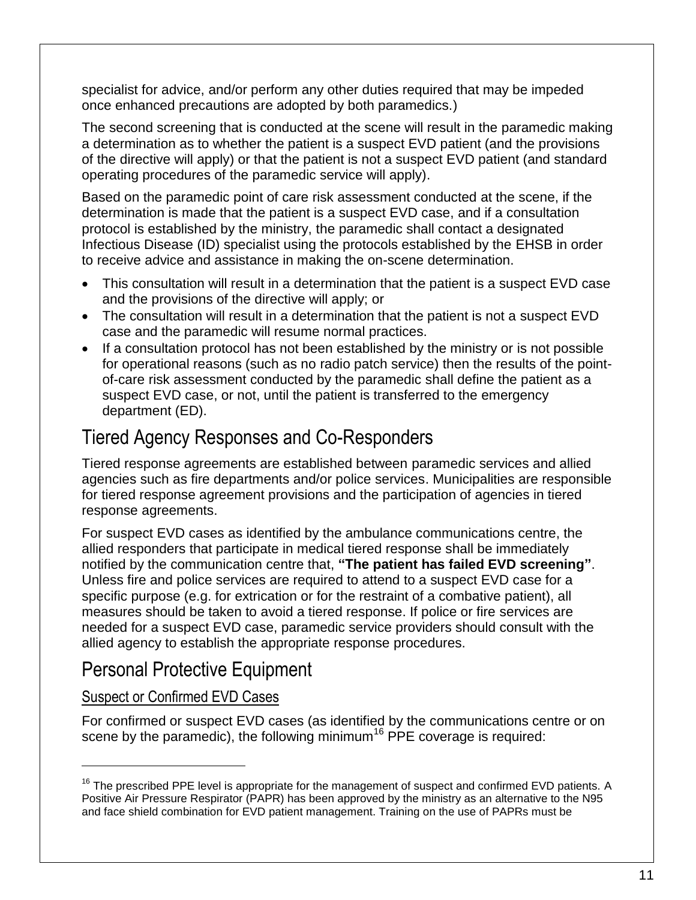specialist for advice, and/or perform any other duties required that may be impeded once enhanced precautions are adopted by both paramedics.)

The second screening that is conducted at the scene will result in the paramedic making a determination as to whether the patient is a suspect EVD patient (and the provisions of the directive will apply) or that the patient is not a suspect EVD patient (and standard operating procedures of the paramedic service will apply).

Based on the paramedic point of care risk assessment conducted at the scene, if the determination is made that the patient is a suspect EVD case, and if a consultation protocol is established by the ministry, the paramedic shall contact a designated Infectious Disease (ID) specialist using the protocols established by the EHSB in order to receive advice and assistance in making the on-scene determination.

- This consultation will result in a determination that the patient is a suspect EVD case and the provisions of the directive will apply; or
- The consultation will result in a determination that the patient is not a suspect EVD case and the paramedic will resume normal practices.
- If a consultation protocol has not been established by the ministry or is not possible for operational reasons (such as no radio patch service) then the results of the point-of-care risk assessment conducted by the paramedic shall define the patient as a suspect EVD case, or not, until the patient is transferred to the emergency department (ED).

## Tiered Agency Responses and Co-Responders

Tiered response agreements are established between paramedic services and allied agencies such as fire departments and/or police services. Municipalities are responsible for tiered response agreement provisions and the participation of agencies in tiered response agreements.

For suspect EVD cases as identified by the ambulance communications centre, the allied responders that participate in medical tiered response shall be immediately notified by the communication centre that, **"The patient has failed EVD screening"**. Unless fire and police services are required to attend to a suspect EVD case for a specific purpose (e.g. for extrication or for the restraint of a combative patient), all measures should be taken to avoid a tiered response. If police or fire services are needed for a suspect EVD case, paramedic service providers should consult with the allied agency to establish the appropriate response procedures.

## Personal Protective Equipment

### Suspect or Confirmed EVD Cases

For confirmed or suspect EVD cases (as identified by the communications centre or on scene by the paramedic), the following minimum[16] PPE coverage is required:

[16] The prescribed PPE level is appropriate for the management of suspect and confirmed EVD patients. A Positive Air Pressure Respirator (PAPR) has been approved by the ministry as an alternative to the N95 and face shield combination for EVD patient management. Training on the use of PAPRs must be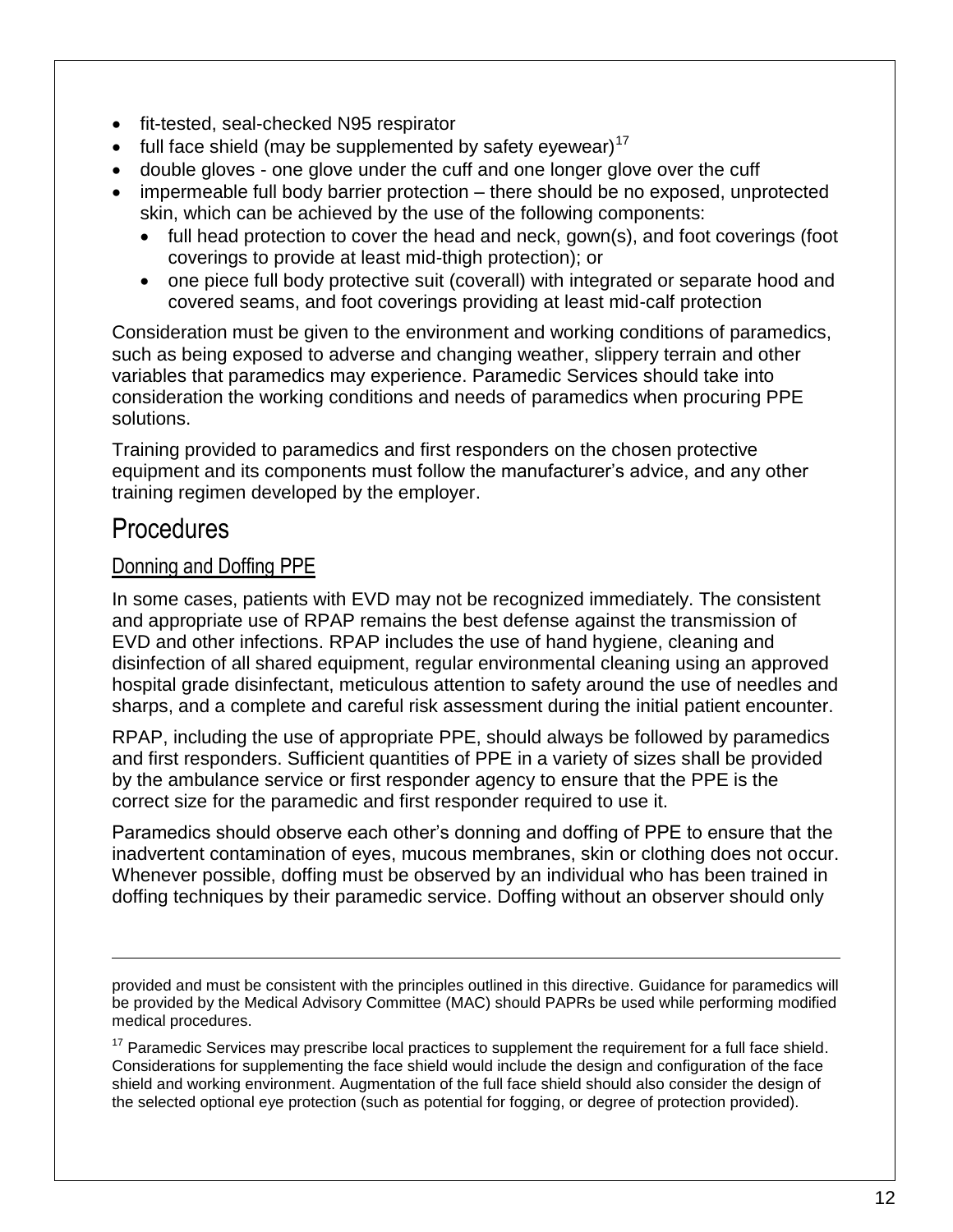- fit-tested, seal-checked N95 respirator
- full face shield (may be supplemented by safety eyewear)[17]
- double gloves - one glove under the cuff and one longer glove over the cuff
- impermeable full body barrier protection – there should be no exposed, unprotected skin, which can be achieved by the use of the following components:
  - full head protection to cover the head and neck, gown(s), and foot coverings (foot coverings to provide at least mid-thigh protection); or
  - one piece full body protective suit (coverall) with integrated or separate hood and covered seams, and foot coverings providing at least mid-calf protection

Consideration must be given to the environment and working conditions of paramedics, such as being exposed to adverse and changing weather, slippery terrain and other variables that paramedics may experience. Paramedic Services should take into consideration the working conditions and needs of paramedics when procuring PPE solutions.

Training provided to paramedics and first responders on the chosen protective equipment and its components must follow the manufacturer's advice, and any other training regimen developed by the employer.

# Procedures

## Donning and Doffing PPE

In some cases, patients with EVD may not be recognized immediately. The consistent and appropriate use of RPAP remains the best defense against the transmission of EVD and other infections. RPAP includes the use of hand hygiene, cleaning and disinfection of all shared equipment, regular environmental cleaning using an approved hospital grade disinfectant, meticulous attention to safety around the use of needles and sharps, and a complete and careful risk assessment during the initial patient encounter.

RPAP, including the use of appropriate PPE, should always be followed by paramedics and first responders. Sufficient quantities of PPE in a variety of sizes shall be provided by the ambulance service or first responder agency to ensure that the PPE is the correct size for the paramedic and first responder required to use it.

Paramedics should observe each other's donning and doffing of PPE to ensure that the inadvertent contamination of eyes, mucous membranes, skin or clothing does not occur. Whenever possible, doffing must be observed by an individual who has been trained in doffing techniques by their paramedic service. Doffing without an observer should only

---

provided and must be consistent with the principles outlined in this directive. Guidance for paramedics will be provided by the Medical Advisory Committee (MAC) should PAPRs be used while performing modified medical procedures.

[17] Paramedic Services may prescribe local practices to supplement the requirement for a full face shield. Considerations for supplementing the face shield would include the design and configuration of the face shield and working environment. Augmentation of the full face shield should also consider the design of the selected optional eye protection (such as potential for fogging, or degree of protection provided).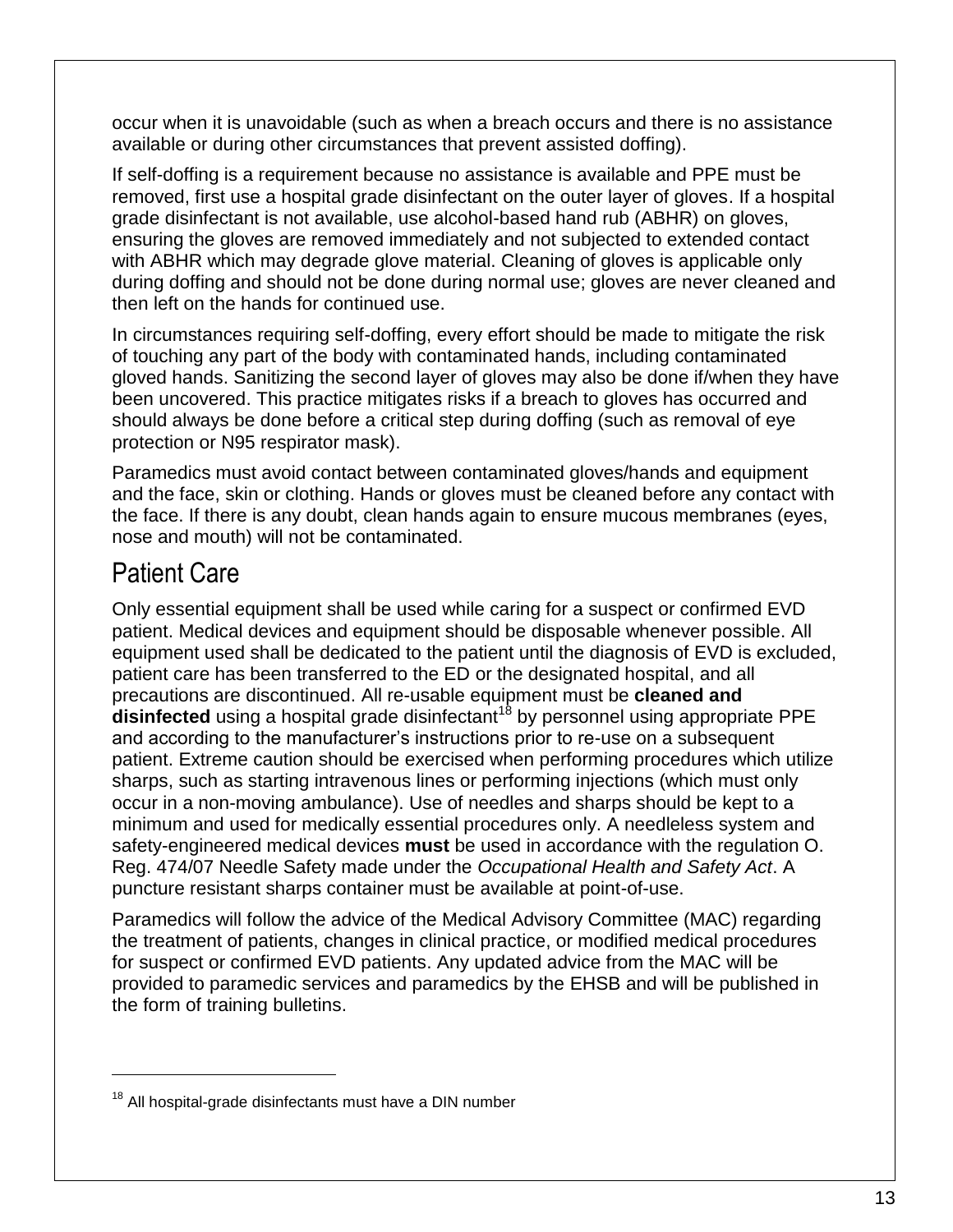occur when it is unavoidable (such as when a breach occurs and there is no assistance available or during other circumstances that prevent assisted doffing).

If self-doffing is a requirement because no assistance is available and PPE must be removed, first use a hospital grade disinfectant on the outer layer of gloves. If a hospital grade disinfectant is not available, use alcohol-based hand rub (ABHR) on gloves, ensuring the gloves are removed immediately and not subjected to extended contact with ABHR which may degrade glove material. Cleaning of gloves is applicable only during doffing and should not be done during normal use; gloves are never cleaned and then left on the hands for continued use.

In circumstances requiring self-doffing, every effort should be made to mitigate the risk of touching any part of the body with contaminated hands, including contaminated gloved hands. Sanitizing the second layer of gloves may also be done if/when they have been uncovered. This practice mitigates risks if a breach to gloves has occurred and should always be done before a critical step during doffing (such as removal of eye protection or N95 respirator mask).

Paramedics must avoid contact between contaminated gloves/hands and equipment and the face, skin or clothing. Hands or gloves must be cleaned before any contact with the face. If there is any doubt, clean hands again to ensure mucous membranes (eyes, nose and mouth) will not be contaminated.

## Patient Care

Only essential equipment shall be used while caring for a suspect or confirmed EVD patient. Medical devices and equipment should be disposable whenever possible. All equipment used shall be dedicated to the patient until the diagnosis of EVD is excluded, patient care has been transferred to the ED or the designated hospital, and all precautions are discontinued. All re-usable equipment must be **cleaned and disinfected** using a hospital grade disinfectant[18] by personnel using appropriate PPE and according to the manufacturer's instructions prior to re-use on a subsequent patient. Extreme caution should be exercised when performing procedures which utilize sharps, such as starting intravenous lines or performing injections (which must only occur in a non-moving ambulance). Use of needles and sharps should be kept to a minimum and used for medically essential procedures only. A needleless system and safety-engineered medical devices **must** be used in accordance with the regulation O. Reg. 474/07 Needle Safety made under the *Occupational Health and Safety Act*. A puncture resistant sharps container must be available at point-of-use.

Paramedics will follow the advice of the Medical Advisory Committee (MAC) regarding the treatment of patients, changes in clinical practice, or modified medical procedures for suspect or confirmed EVD patients. Any updated advice from the MAC will be provided to paramedic services and paramedics by the EHSB and will be published in the form of training bulletins.

---

[18] All hospital-grade disinfectants must have a DIN number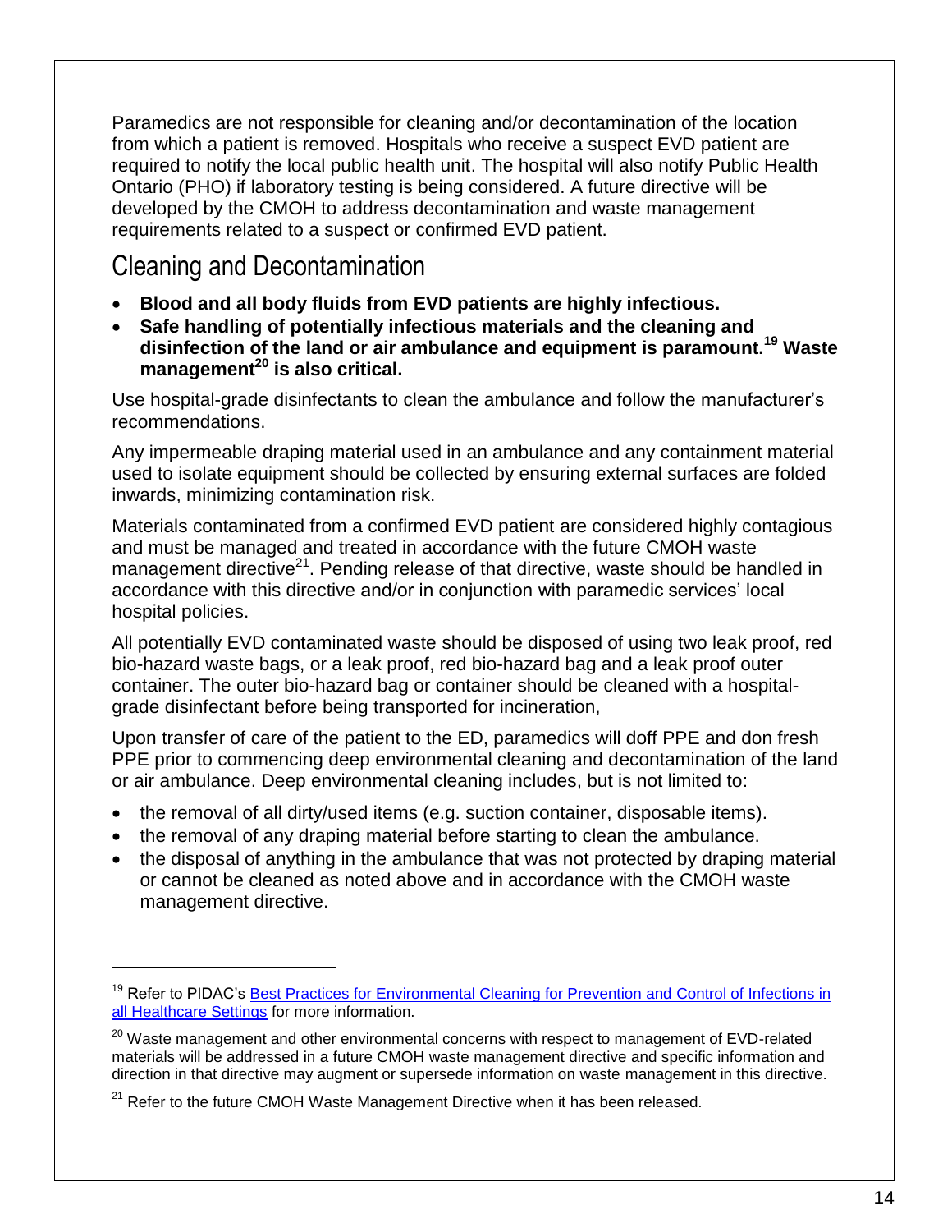Paramedics are not responsible for cleaning and/or decontamination of the location from which a patient is removed. Hospitals who receive a suspect EVD patient are required to notify the local public health unit. The hospital will also notify Public Health Ontario (PHO) if laboratory testing is being considered. A future directive will be developed by the CMOH to address decontamination and waste management requirements related to a suspect or confirmed EVD patient.

## Cleaning and Decontamination

- **Blood and all body fluids from EVD patients are highly infectious.**
- **Safe handling of potentially infectious materials and the cleaning and disinfection of the land or air ambulance and equipment is paramount.[19] Waste management[20] is also critical.**

Use hospital-grade disinfectants to clean the ambulance and follow the manufacturer's recommendations.

Any impermeable draping material used in an ambulance and any containment material used to isolate equipment should be collected by ensuring external surfaces are folded inwards, minimizing contamination risk.

Materials contaminated from a confirmed EVD patient are considered highly contagious and must be managed and treated in accordance with the future CMOH waste management directive[21]. Pending release of that directive, waste should be handled in accordance with this directive and/or in conjunction with paramedic services' local hospital policies.

All potentially EVD contaminated waste should be disposed of using two leak proof, red bio-hazard waste bags, or a leak proof, red bio-hazard bag and a leak proof outer container. The outer bio-hazard bag or container should be cleaned with a hospital-grade disinfectant before being transported for incineration,

Upon transfer of care of the patient to the ED, paramedics will doff PPE and don fresh PPE prior to commencing deep environmental cleaning and decontamination of the land or air ambulance. Deep environmental cleaning includes, but is not limited to:

- the removal of all dirty/used items (e.g. suction container, disposable items).
- the removal of any draping material before starting to clean the ambulance.
- the disposal of anything in the ambulance that was not protected by draping material or cannot be cleaned as noted above and in accordance with the CMOH waste management directive.

---

[19] Refer to PIDAC's Best Practices for Environmental Cleaning for Prevention and Control of Infections in all Healthcare Settings for more information.

[20] Waste management and other environmental concerns with respect to management of EVD-related materials will be addressed in a future CMOH waste management directive and specific information and direction in that directive may augment or supersede information on waste management in this directive.

[21] Refer to the future CMOH Waste Management Directive when it has been released.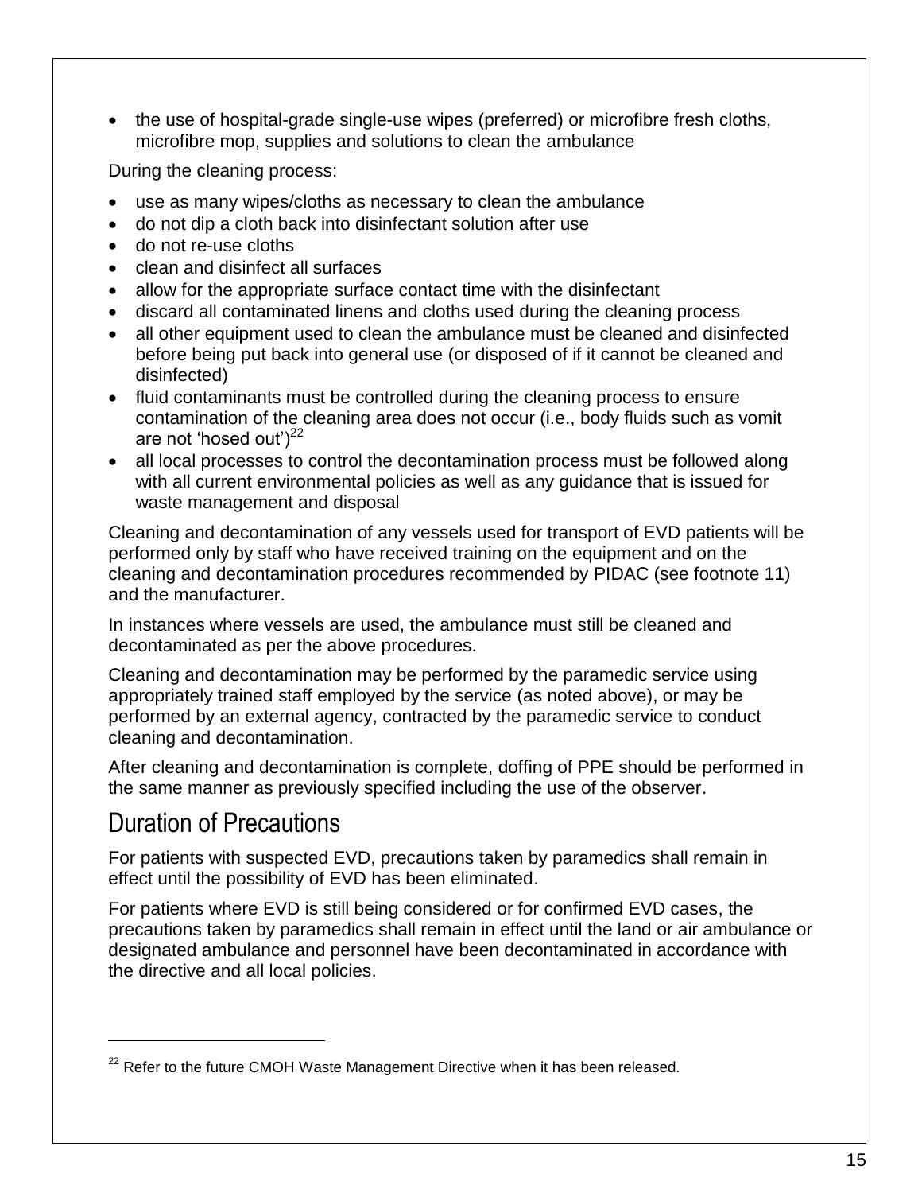- the use of hospital-grade single-use wipes (preferred) or microfibre fresh cloths, microfibre mop, supplies and solutions to clean the ambulance

During the cleaning process:

- use as many wipes/cloths as necessary to clean the ambulance
- do not dip a cloth back into disinfectant solution after use
- do not re-use cloths
- clean and disinfect all surfaces
- allow for the appropriate surface contact time with the disinfectant
- discard all contaminated linens and cloths used during the cleaning process
- all other equipment used to clean the ambulance must be cleaned and disinfected before being put back into general use (or disposed of if it cannot be cleaned and disinfected)
- fluid contaminants must be controlled during the cleaning process to ensure contamination of the cleaning area does not occur (i.e., body fluids such as vomit are not 'hosed out')[22]
- all local processes to control the decontamination process must be followed along with all current environmental policies as well as any guidance that is issued for waste management and disposal

Cleaning and decontamination of any vessels used for transport of EVD patients will be performed only by staff who have received training on the equipment and on the cleaning and decontamination procedures recommended by PIDAC (see footnote 11) and the manufacturer.

In instances where vessels are used, the ambulance must still be cleaned and decontaminated as per the above procedures.

Cleaning and decontamination may be performed by the paramedic service using appropriately trained staff employed by the service (as noted above), or may be performed by an external agency, contracted by the paramedic service to conduct cleaning and decontamination.

After cleaning and decontamination is complete, doffing of PPE should be performed in the same manner as previously specified including the use of the observer.

## Duration of Precautions

For patients with suspected EVD, precautions taken by paramedics shall remain in effect until the possibility of EVD has been eliminated.

For patients where EVD is still being considered or for confirmed EVD cases, the precautions taken by paramedics shall remain in effect until the land or air ambulance or designated ambulance and personnel have been decontaminated in accordance with the directive and all local policies.

---

[22] Refer to the future CMOH Waste Management Directive when it has been released.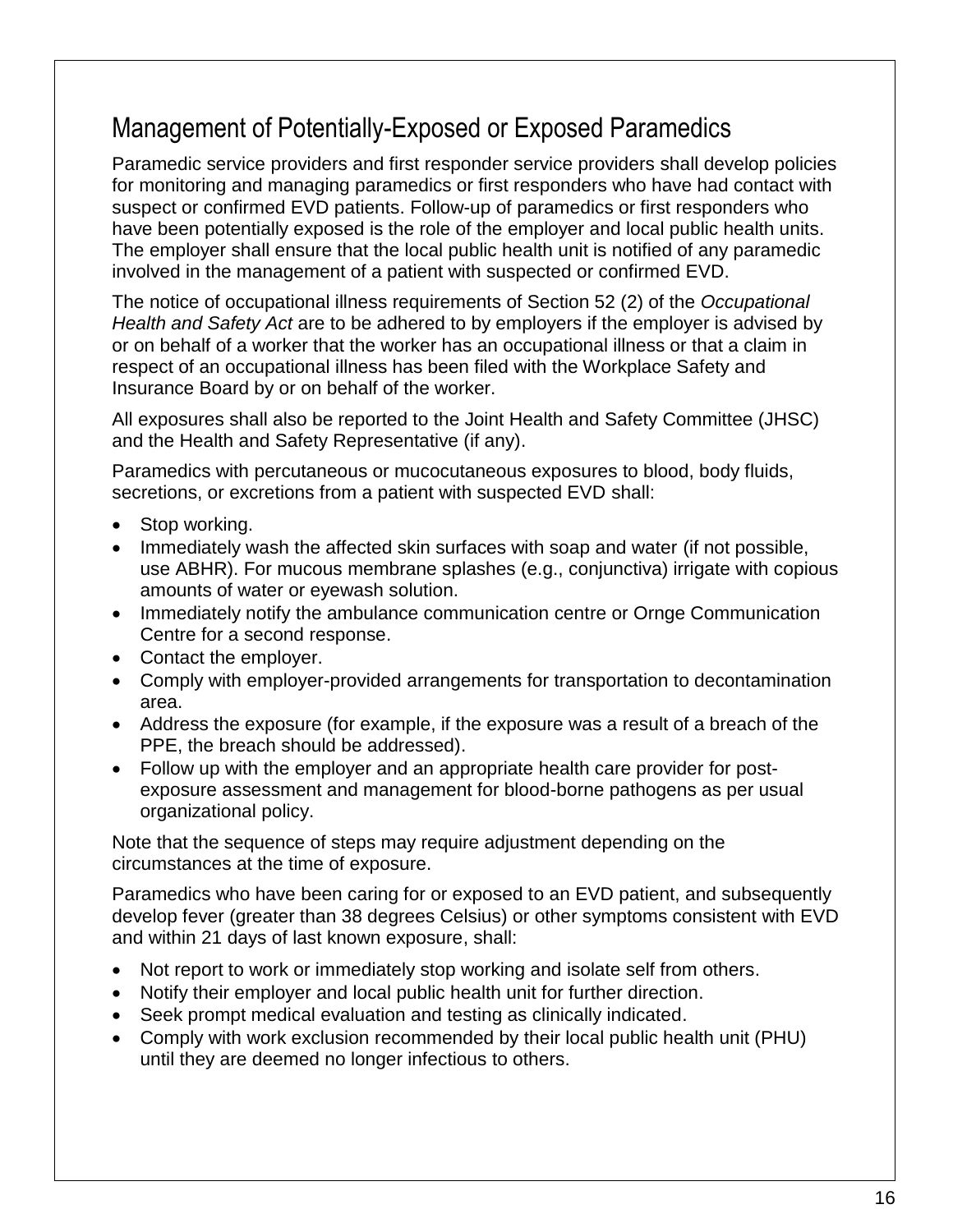## Management of Potentially-Exposed or Exposed Paramedics

Paramedic service providers and first responder service providers shall develop policies for monitoring and managing paramedics or first responders who have had contact with suspect or confirmed EVD patients. Follow-up of paramedics or first responders who have been potentially exposed is the role of the employer and local public health units. The employer shall ensure that the local public health unit is notified of any paramedic involved in the management of a patient with suspected or confirmed EVD.

The notice of occupational illness requirements of Section 52 (2) of the *Occupational Health and Safety Act* are to be adhered to by employers if the employer is advised by or on behalf of a worker that the worker has an occupational illness or that a claim in respect of an occupational illness has been filed with the Workplace Safety and Insurance Board by or on behalf of the worker.

All exposures shall also be reported to the Joint Health and Safety Committee (JHSC) and the Health and Safety Representative (if any).

Paramedics with percutaneous or mucocutaneous exposures to blood, body fluids, secretions, or excretions from a patient with suspected EVD shall:

- Stop working.
- Immediately wash the affected skin surfaces with soap and water (if not possible, use ABHR). For mucous membrane splashes (e.g., conjunctiva) irrigate with copious amounts of water or eyewash solution.
- Immediately notify the ambulance communication centre or Ornge Communication Centre for a second response.
- Contact the employer.
- Comply with employer-provided arrangements for transportation to decontamination area.
- Address the exposure (for example, if the exposure was a result of a breach of the PPE, the breach should be addressed).
- Follow up with the employer and an appropriate health care provider for post-exposure assessment and management for blood-borne pathogens as per usual organizational policy.

Note that the sequence of steps may require adjustment depending on the circumstances at the time of exposure.

Paramedics who have been caring for or exposed to an EVD patient, and subsequently develop fever (greater than 38 degrees Celsius) or other symptoms consistent with EVD and within 21 days of last known exposure, shall:

- Not report to work or immediately stop working and isolate self from others.
- Notify their employer and local public health unit for further direction.
- Seek prompt medical evaluation and testing as clinically indicated.
- Comply with work exclusion recommended by their local public health unit (PHU) until they are deemed no longer infectious to others.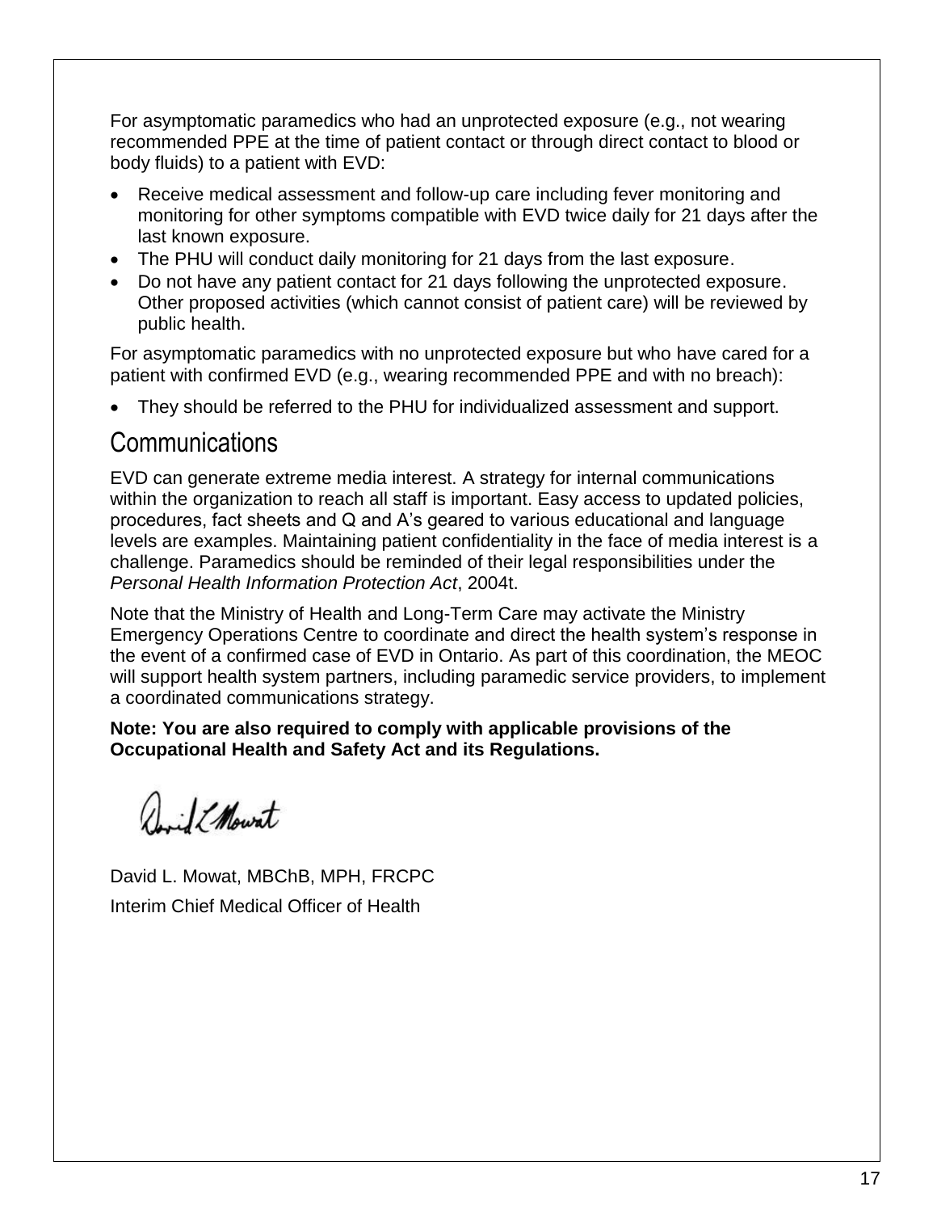For asymptomatic paramedics who had an unprotected exposure (e.g., not wearing recommended PPE at the time of patient contact or through direct contact to blood or body fluids) to a patient with EVD:

- Receive medical assessment and follow-up care including fever monitoring and monitoring for other symptoms compatible with EVD twice daily for 21 days after the last known exposure.
- The PHU will conduct daily monitoring for 21 days from the last exposure.
- Do not have any patient contact for 21 days following the unprotected exposure. Other proposed activities (which cannot consist of patient care) will be reviewed by public health.

For asymptomatic paramedics with no unprotected exposure but who have cared for a patient with confirmed EVD (e.g., wearing recommended PPE and with no breach):

- They should be referred to the PHU for individualized assessment and support.

## Communications

EVD can generate extreme media interest. A strategy for internal communications within the organization to reach all staff is important. Easy access to updated policies, procedures, fact sheets and Q and A's geared to various educational and language levels are examples. Maintaining patient confidentiality in the face of media interest is a challenge. Paramedics should be reminded of their legal responsibilities under the *Personal Health Information Protection Act*, 2004t.

Note that the Ministry of Health and Long-Term Care may activate the Ministry Emergency Operations Centre to coordinate and direct the health system's response in the event of a confirmed case of EVD in Ontario. As part of this coordination, the MEOC will support health system partners, including paramedic service providers, to implement a coordinated communications strategy.

**Note: You are also required to comply with applicable provisions of the Occupational Health and Safety Act and its Regulations.**

David L. Mowat, MBChB, MPH, FRCPC

Interim Chief Medical Officer of Health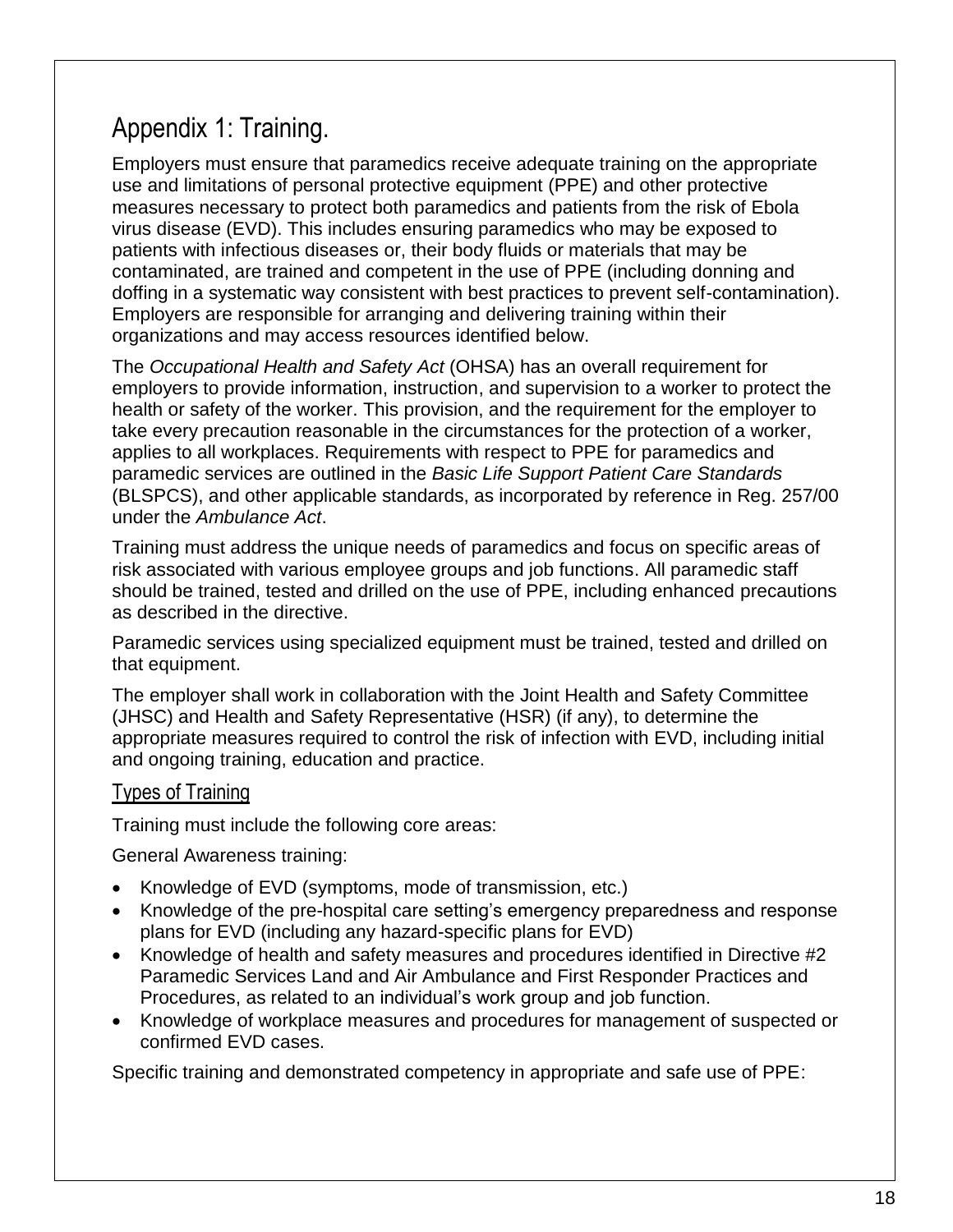## Appendix 1: Training.

Employers must ensure that paramedics receive adequate training on the appropriate use and limitations of personal protective equipment (PPE) and other protective measures necessary to protect both paramedics and patients from the risk of Ebola virus disease (EVD). This includes ensuring paramedics who may be exposed to patients with infectious diseases or, their body fluids or materials that may be contaminated, are trained and competent in the use of PPE (including donning and doffing in a systematic way consistent with best practices to prevent self-contamination). Employers are responsible for arranging and delivering training within their organizations and may access resources identified below.

The *Occupational Health and Safety Act* (OHSA) has an overall requirement for employers to provide information, instruction, and supervision to a worker to protect the health or safety of the worker. This provision, and the requirement for the employer to take every precaution reasonable in the circumstances for the protection of a worker, applies to all workplaces. Requirements with respect to PPE for paramedics and paramedic services are outlined in the *Basic Life Support Patient Care Standards* (BLSPCS), and other applicable standards, as incorporated by reference in Reg. 257/00 under the *Ambulance Act*.

Training must address the unique needs of paramedics and focus on specific areas of risk associated with various employee groups and job functions. All paramedic staff should be trained, tested and drilled on the use of PPE, including enhanced precautions as described in the directive.

Paramedic services using specialized equipment must be trained, tested and drilled on that equipment.

The employer shall work in collaboration with the Joint Health and Safety Committee (JHSC) and Health and Safety Representative (HSR) (if any), to determine the appropriate measures required to control the risk of infection with EVD, including initial and ongoing training, education and practice.

### Types of Training

Training must include the following core areas:

General Awareness training:

- Knowledge of EVD (symptoms, mode of transmission, etc.)
- Knowledge of the pre-hospital care setting's emergency preparedness and response plans for EVD (including any hazard-specific plans for EVD)
- Knowledge of health and safety measures and procedures identified in Directive #2 Paramedic Services Land and Air Ambulance and First Responder Practices and Procedures, as related to an individual's work group and job function.
- Knowledge of workplace measures and procedures for management of suspected or confirmed EVD cases.

Specific training and demonstrated competency in appropriate and safe use of PPE: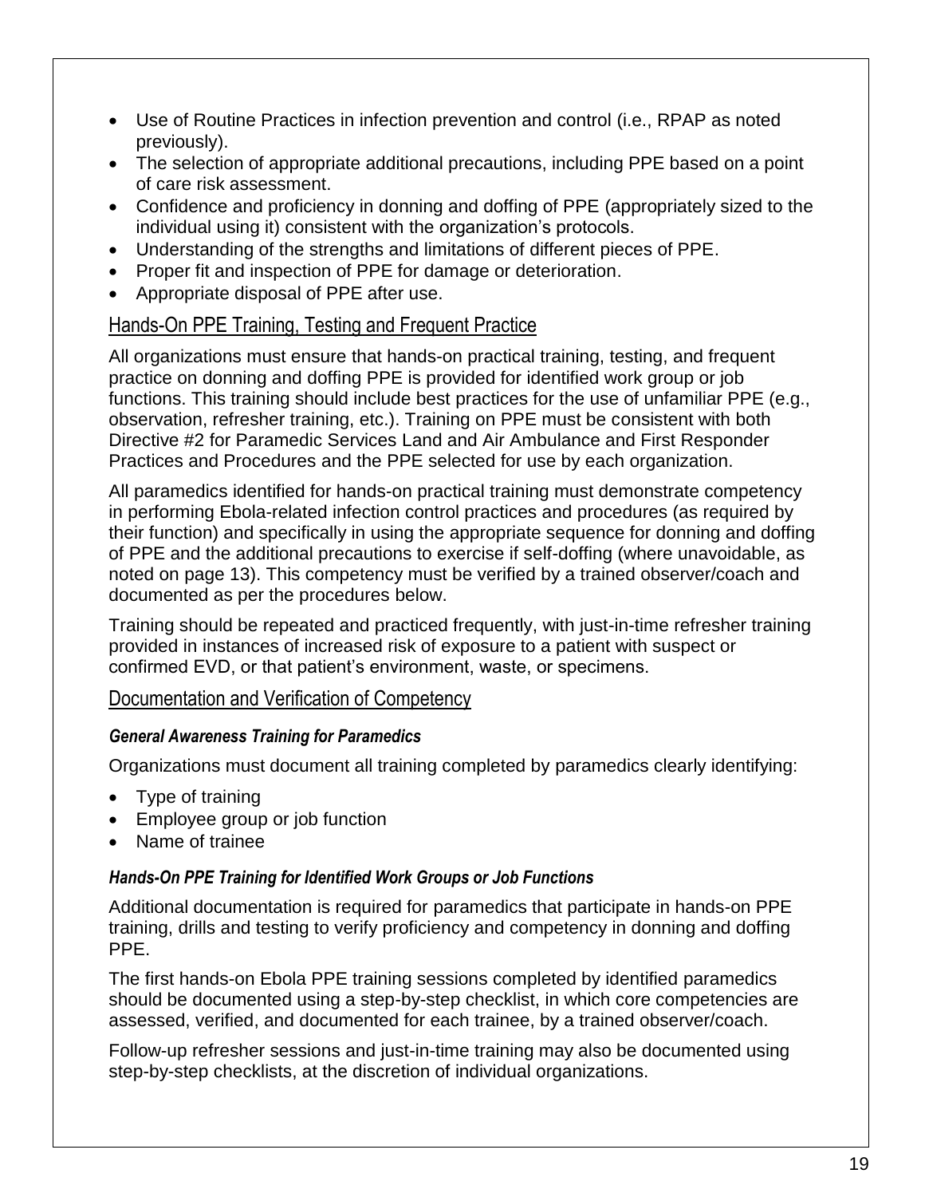- Use of Routine Practices in infection prevention and control (i.e., RPAP as noted previously).
- The selection of appropriate additional precautions, including PPE based on a point of care risk assessment.
- Confidence and proficiency in donning and doffing of PPE (appropriately sized to the individual using it) consistent with the organization's protocols.
- Understanding of the strengths and limitations of different pieces of PPE.
- Proper fit and inspection of PPE for damage or deterioration.
- Appropriate disposal of PPE after use.

## Hands-On PPE Training, Testing and Frequent Practice

All organizations must ensure that hands-on practical training, testing, and frequent practice on donning and doffing PPE is provided for identified work group or job functions. This training should include best practices for the use of unfamiliar PPE (e.g., observation, refresher training, etc.). Training on PPE must be consistent with both Directive #2 for Paramedic Services Land and Air Ambulance and First Responder Practices and Procedures and the PPE selected for use by each organization.

All paramedics identified for hands-on practical training must demonstrate competency in performing Ebola-related infection control practices and procedures (as required by their function) and specifically in using the appropriate sequence for donning and doffing of PPE and the additional precautions to exercise if self-doffing (where unavoidable, as noted on page 13). This competency must be verified by a trained observer/coach and documented as per the procedures below.

Training should be repeated and practiced frequently, with just-in-time refresher training provided in instances of increased risk of exposure to a patient with suspect or confirmed EVD, or that patient's environment, waste, or specimens.

## Documentation and Verification of Competency

### *General Awareness Training for Paramedics*

Organizations must document all training completed by paramedics clearly identifying:

- Type of training
- Employee group or job function
- Name of trainee

### *Hands-On PPE Training for Identified Work Groups or Job Functions*

Additional documentation is required for paramedics that participate in hands-on PPE training, drills and testing to verify proficiency and competency in donning and doffing PPE.

The first hands-on Ebola PPE training sessions completed by identified paramedics should be documented using a step-by-step checklist, in which core competencies are assessed, verified, and documented for each trainee, by a trained observer/coach.

Follow-up refresher sessions and just-in-time training may also be documented using step-by-step checklists, at the discretion of individual organizations.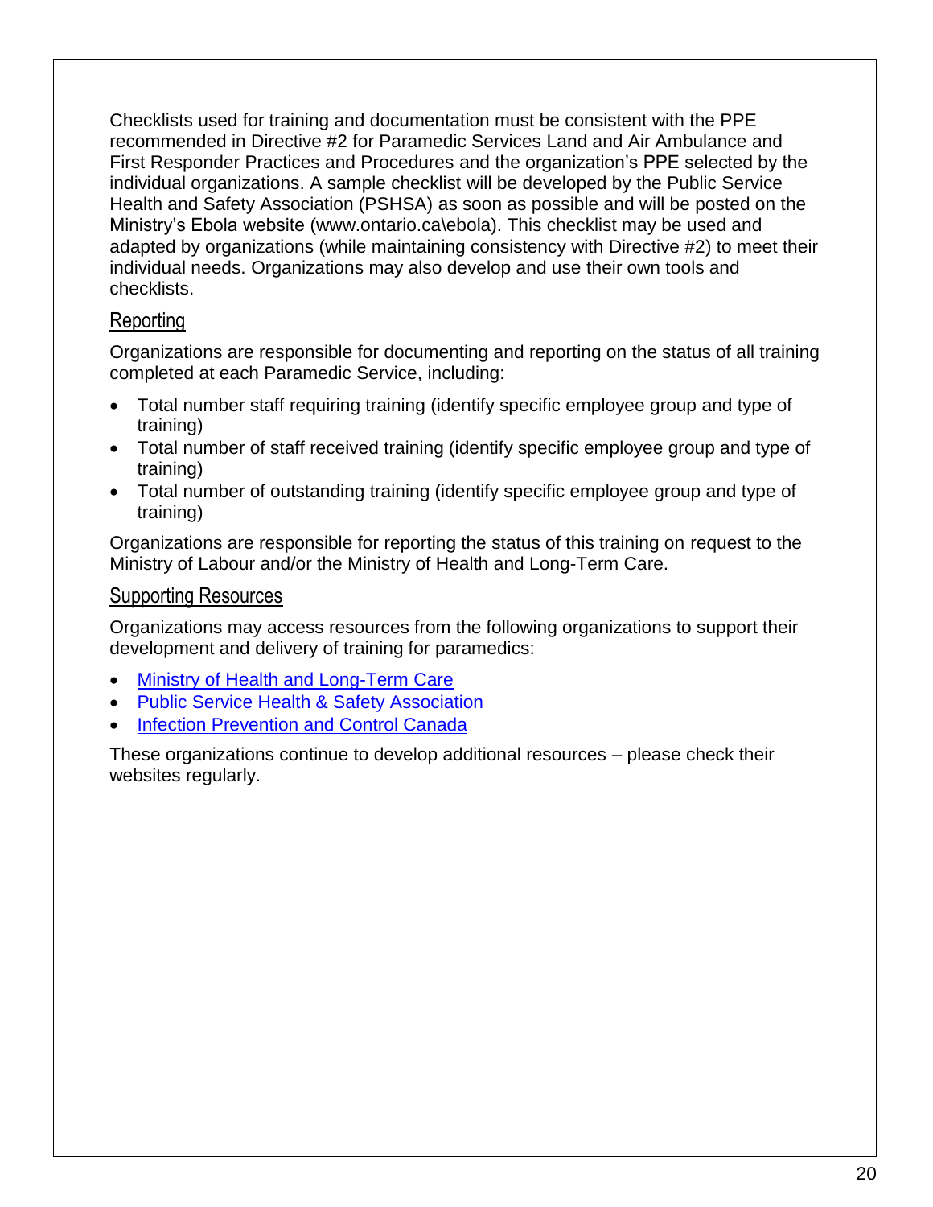Checklists used for training and documentation must be consistent with the PPE recommended in Directive #2 for Paramedic Services Land and Air Ambulance and First Responder Practices and Procedures and the organization's PPE selected by the individual organizations. A sample checklist will be developed by the Public Service Health and Safety Association (PSHSA) as soon as possible and will be posted on the Ministry's Ebola website (www.ontario.ca\ebola). This checklist may be used and adapted by organizations (while maintaining consistency with Directive #2) to meet their individual needs. Organizations may also develop and use their own tools and checklists.

### Reporting

Organizations are responsible for documenting and reporting on the status of all training completed at each Paramedic Service, including:

- Total number staff requiring training (identify specific employee group and type of training)
- Total number of staff received training (identify specific employee group and type of training)
- Total number of outstanding training (identify specific employee group and type of training)

Organizations are responsible for reporting the status of this training on request to the Ministry of Labour and/or the Ministry of Health and Long-Term Care.

### Supporting Resources

Organizations may access resources from the following organizations to support their development and delivery of training for paramedics:

- Ministry of Health and Long-Term Care
- Public Service Health & Safety Association
- Infection Prevention and Control Canada

These organizations continue to develop additional resources – please check their websites regularly.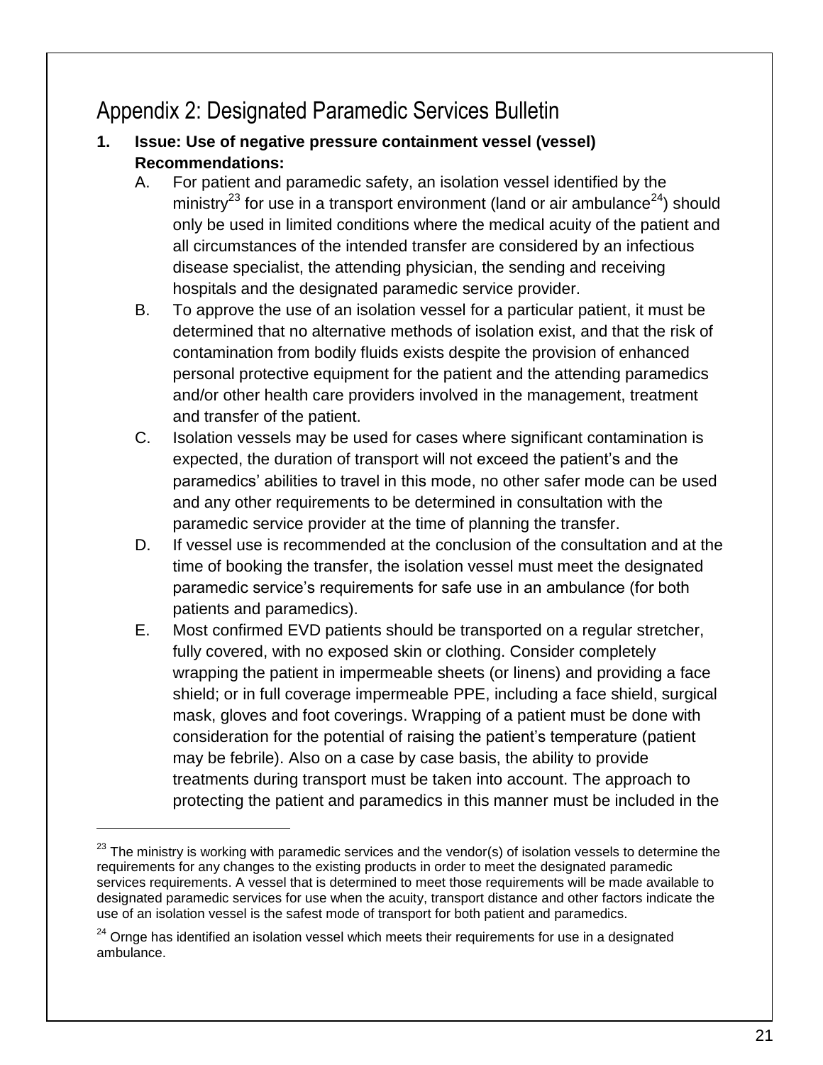## Appendix 2: Designated Paramedic Services Bulletin

1. **Issue: Use of negative pressure containment vessel (vessel)**
   **Recommendations:**

   A. For patient and paramedic safety, an isolation vessel identified by the ministry[23] for use in a transport environment (land or air ambulance[24]) should only be used in limited conditions where the medical acuity of the patient and all circumstances of the intended transfer are considered by an infectious disease specialist, the attending physician, the sending and receiving hospitals and the designated paramedic service provider.

   B. To approve the use of an isolation vessel for a particular patient, it must be determined that no alternative methods of isolation exist, and that the risk of contamination from bodily fluids exists despite the provision of enhanced personal protective equipment for the patient and the attending paramedics and/or other health care providers involved in the management, treatment and transfer of the patient.

   C. Isolation vessels may be used for cases where significant contamination is expected, the duration of transport will not exceed the patient's and the paramedics' abilities to travel in this mode, no other safer mode can be used and any other requirements to be determined in consultation with the paramedic service provider at the time of planning the transfer.

   D. If vessel use is recommended at the conclusion of the consultation and at the time of booking the transfer, the isolation vessel must meet the designated paramedic service's requirements for safe use in an ambulance (for both patients and paramedics).

   E. Most confirmed EVD patients should be transported on a regular stretcher, fully covered, with no exposed skin or clothing. Consider completely wrapping the patient in impermeable sheets (or linens) and providing a face shield; or in full coverage impermeable PPE, including a face shield, surgical mask, gloves and foot coverings. Wrapping of a patient must be done with consideration for the potential of raising the patient's temperature (patient may be febrile). Also on a case by case basis, the ability to provide treatments during transport must be taken into account. The approach to protecting the patient and paramedics in this manner must be included in the

---

[23] The ministry is working with paramedic services and the vendor(s) of isolation vessels to determine the requirements for any changes to the existing products in order to meet the designated paramedic services requirements. A vessel that is determined to meet those requirements will be made available to designated paramedic services for use when the acuity, transport distance and other factors indicate the use of an isolation vessel is the safest mode of transport for both patient and paramedics.

[24] Ornge has identified an isolation vessel which meets their requirements for use in a designated ambulance.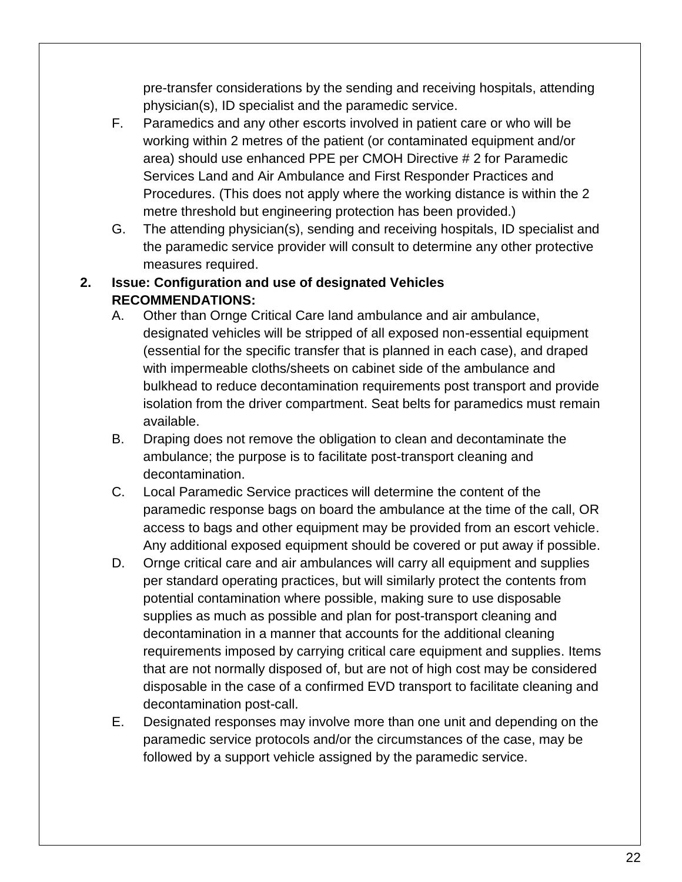pre-transfer considerations by the sending and receiving hospitals, attending physician(s), ID specialist and the paramedic service.

F. Paramedics and any other escorts involved in patient care or who will be working within 2 metres of the patient (or contaminated equipment and/or area) should use enhanced PPE per CMOH Directive # 2 for Paramedic Services Land and Air Ambulance and First Responder Practices and Procedures. (This does not apply where the working distance is within the 2 metre threshold but engineering protection has been provided.)

G. The attending physician(s), sending and receiving hospitals, ID specialist and the paramedic service provider will consult to determine any other protective measures required.

**2. Issue: Configuration and use of designated Vehicles**
**RECOMMENDATIONS:**

A. Other than Ornge Critical Care land ambulance and air ambulance, designated vehicles will be stripped of all exposed non-essential equipment (essential for the specific transfer that is planned in each case), and draped with impermeable cloths/sheets on cabinet side of the ambulance and bulkhead to reduce decontamination requirements post transport and provide isolation from the driver compartment. Seat belts for paramedics must remain available.

B. Draping does not remove the obligation to clean and decontaminate the ambulance; the purpose is to facilitate post-transport cleaning and decontamination.

C. Local Paramedic Service practices will determine the content of the paramedic response bags on board the ambulance at the time of the call, OR access to bags and other equipment may be provided from an escort vehicle. Any additional exposed equipment should be covered or put away if possible.

D. Ornge critical care and air ambulances will carry all equipment and supplies per standard operating practices, but will similarly protect the contents from potential contamination where possible, making sure to use disposable supplies as much as possible and plan for post-transport cleaning and decontamination in a manner that accounts for the additional cleaning requirements imposed by carrying critical care equipment and supplies. Items that are not normally disposed of, but are not of high cost may be considered disposable in the case of a confirmed EVD transport to facilitate cleaning and decontamination post-call.

E. Designated responses may involve more than one unit and depending on the paramedic service protocols and/or the circumstances of the case, may be followed by a support vehicle assigned by the paramedic service.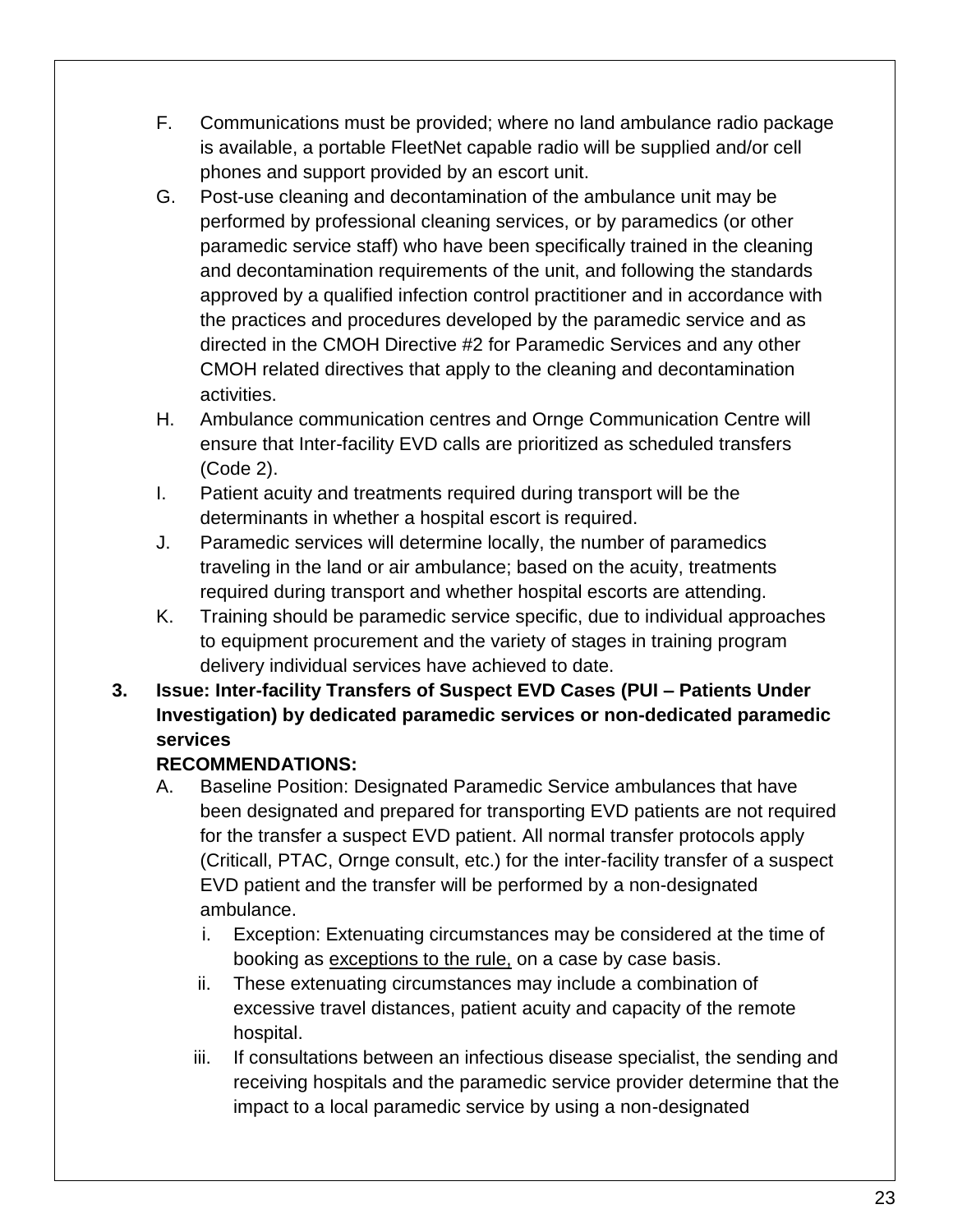F. Communications must be provided; where no land ambulance radio package is available, a portable FleetNet capable radio will be supplied and/or cell phones and support provided by an escort unit.

G. Post-use cleaning and decontamination of the ambulance unit may be performed by professional cleaning services, or by paramedics (or other paramedic service staff) who have been specifically trained in the cleaning and decontamination requirements of the unit, and following the standards approved by a qualified infection control practitioner and in accordance with the practices and procedures developed by the paramedic service and as directed in the CMOH Directive #2 for Paramedic Services and any other CMOH related directives that apply to the cleaning and decontamination activities.

H. Ambulance communication centres and Ornge Communication Centre will ensure that Inter-facility EVD calls are prioritized as scheduled transfers (Code 2).

I. Patient acuity and treatments required during transport will be the determinants in whether a hospital escort is required.

J. Paramedic services will determine locally, the number of paramedics traveling in the land or air ambulance; based on the acuity, treatments required during transport and whether hospital escorts are attending.

K. Training should be paramedic service specific, due to individual approaches to equipment procurement and the variety of stages in training program delivery individual services have achieved to date.

**3. Issue: Inter-facility Transfers of Suspect EVD Cases (PUI – Patients Under Investigation) by dedicated paramedic services or non-dedicated paramedic services**

**RECOMMENDATIONS:**

A. Baseline Position: Designated Paramedic Service ambulances that have been designated and prepared for transporting EVD patients are not required for the transfer a suspect EVD patient. All normal transfer protocols apply (Criticall, PTAC, Ornge consult, etc.) for the inter-facility transfer of a suspect EVD patient and the transfer will be performed by a non-designated ambulance.

   i. Exception: Extenuating circumstances may be considered at the time of booking as <u>exceptions to the rule,</u> on a case by case basis.

   ii. These extenuating circumstances may include a combination of excessive travel distances, patient acuity and capacity of the remote hospital.

   iii. If consultations between an infectious disease specialist, the sending and receiving hospitals and the paramedic service provider determine that the impact to a local paramedic service by using a non-designated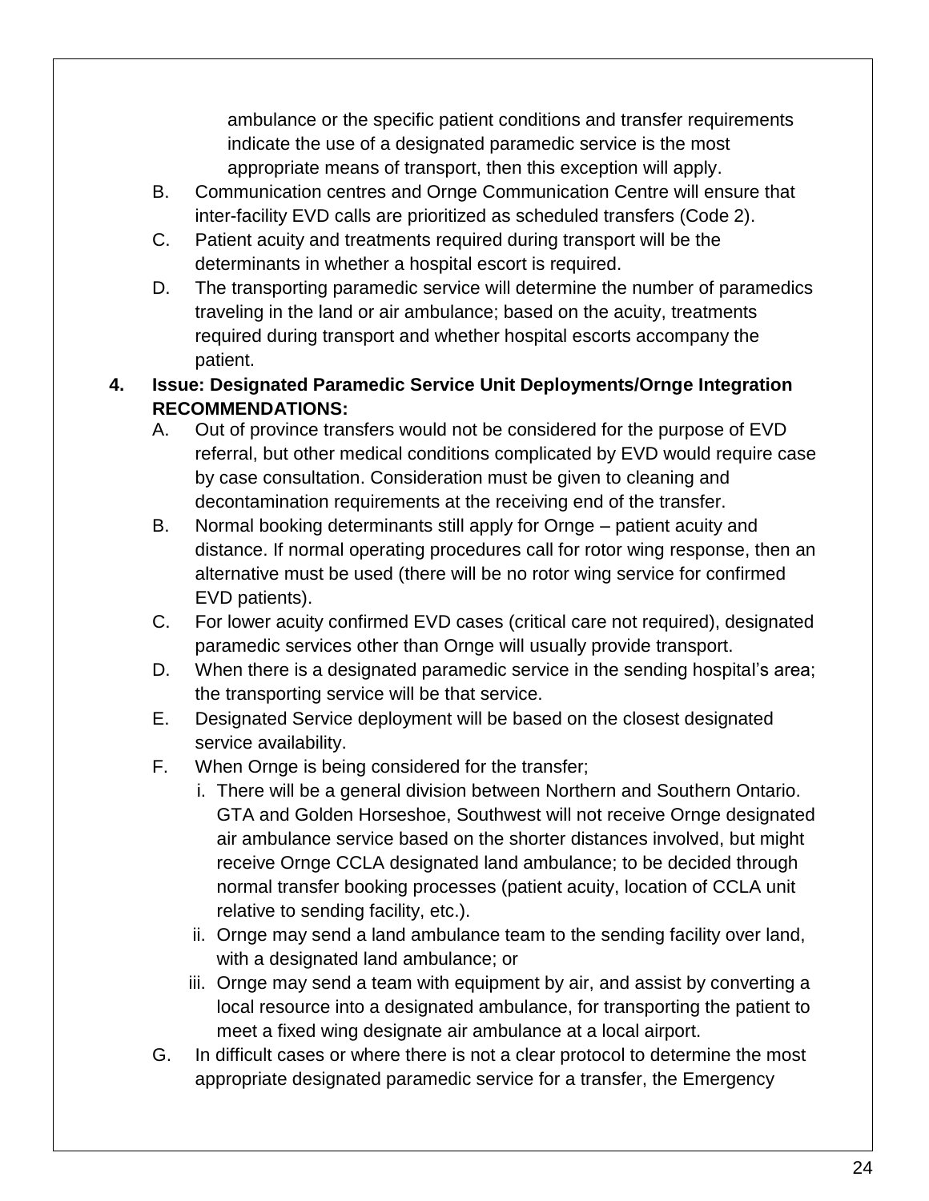ambulance or the specific patient conditions and transfer requirements indicate the use of a designated paramedic service is the most appropriate means of transport, then this exception will apply.

B. Communication centres and Ornge Communication Centre will ensure that inter-facility EVD calls are prioritized as scheduled transfers (Code 2).

C. Patient acuity and treatments required during transport will be the determinants in whether a hospital escort is required.

D. The transporting paramedic service will determine the number of paramedics traveling in the land or air ambulance; based on the acuity, treatments required during transport and whether hospital escorts accompany the patient.

**4. Issue: Designated Paramedic Service Unit Deployments/Ornge Integration**
**RECOMMENDATIONS:**

A. Out of province transfers would not be considered for the purpose of EVD referral, but other medical conditions complicated by EVD would require case by case consultation. Consideration must be given to cleaning and decontamination requirements at the receiving end of the transfer.

B. Normal booking determinants still apply for Ornge – patient acuity and distance. If normal operating procedures call for rotor wing response, then an alternative must be used (there will be no rotor wing service for confirmed EVD patients).

C. For lower acuity confirmed EVD cases (critical care not required), designated paramedic services other than Ornge will usually provide transport.

D. When there is a designated paramedic service in the sending hospital's area; the transporting service will be that service.

E. Designated Service deployment will be based on the closest designated service availability.

F. When Ornge is being considered for the transfer;

  i. There will be a general division between Northern and Southern Ontario. GTA and Golden Horseshoe, Southwest will not receive Ornge designated air ambulance service based on the shorter distances involved, but might receive Ornge CCLA designated land ambulance; to be decided through normal transfer booking processes (patient acuity, location of CCLA unit relative to sending facility, etc.).

  ii. Ornge may send a land ambulance team to the sending facility over land, with a designated land ambulance; or

  iii. Ornge may send a team with equipment by air, and assist by converting a local resource into a designated ambulance, for transporting the patient to meet a fixed wing designate air ambulance at a local airport.

G. In difficult cases or where there is not a clear protocol to determine the most appropriate designated paramedic service for a transfer, the Emergency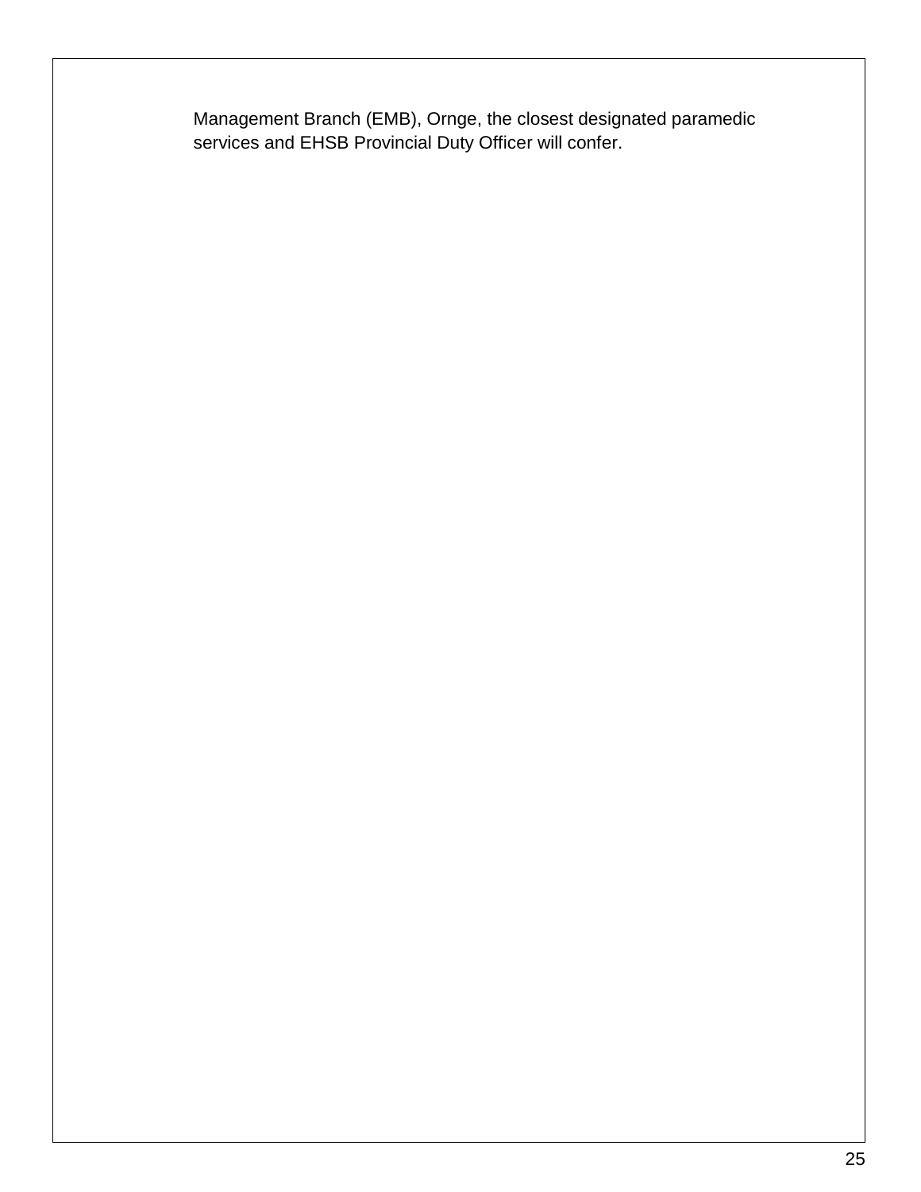Management Branch (EMB), Ornge, the closest designated paramedic services and EHSB Provincial Duty Officer will confer.